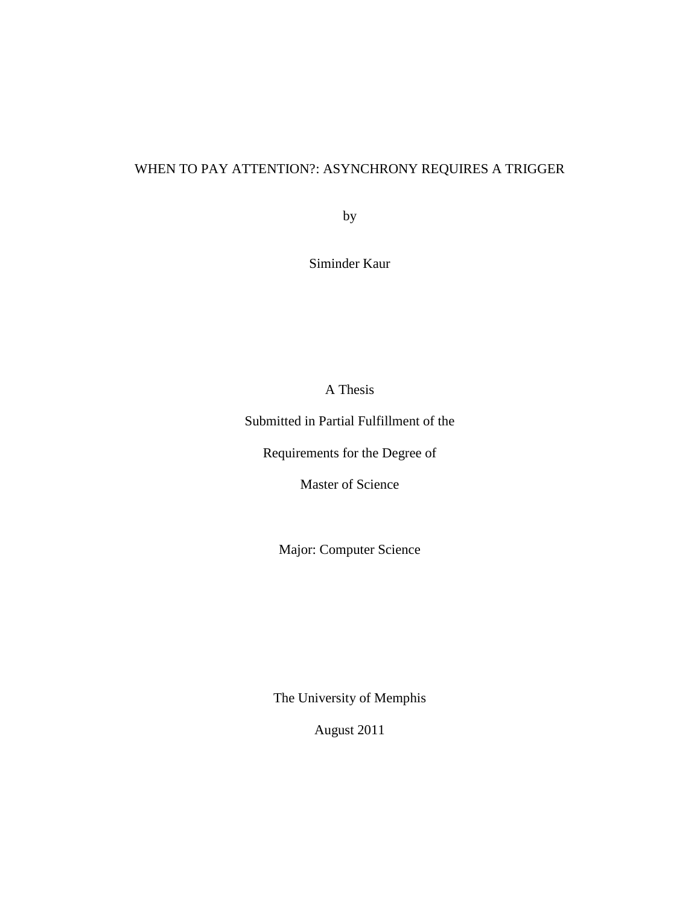# WHEN TO PAY ATTENTION?: ASYNCHRONY REQUIRES A TRIGGER

by

Siminder Kaur

A Thesis

Submitted in Partial Fulfillment of the

Requirements for the Degree of

Master of Science

Major: Computer Science

The University of Memphis

August 2011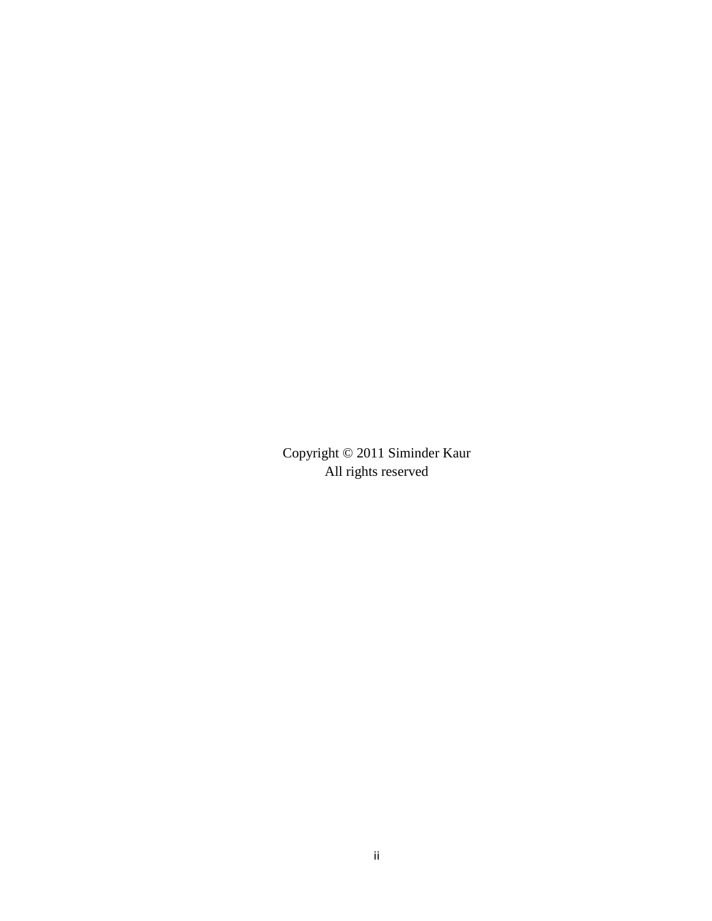Copyright © 2011 Siminder Kaur
All rights reserved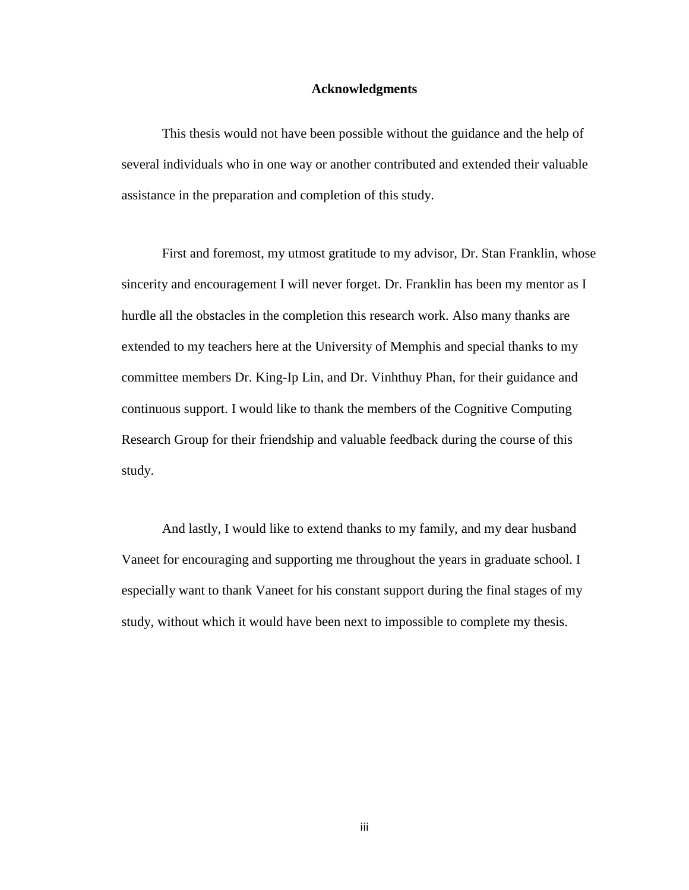# Acknowledgments

This thesis would not have been possible without the guidance and the help of several individuals who in one way or another contributed and extended their valuable assistance in the preparation and completion of this study.

First and foremost, my utmost gratitude to my advisor, Dr. Stan Franklin, whose sincerity and encouragement I will never forget. Dr. Franklin has been my mentor as I hurdle all the obstacles in the completion this research work. Also many thanks are extended to my teachers here at the University of Memphis and special thanks to my committee members Dr. King-Ip Lin, and Dr. Vinhthuy Phan, for their guidance and continuous support. I would like to thank the members of the Cognitive Computing Research Group for their friendship and valuable feedback during the course of this study.

And lastly, I would like to extend thanks to my family, and my dear husband Vaneet for encouraging and supporting me throughout the years in graduate school. I especially want to thank Vaneet for his constant support during the final stages of my study, without which it would have been next to impossible to complete my thesis.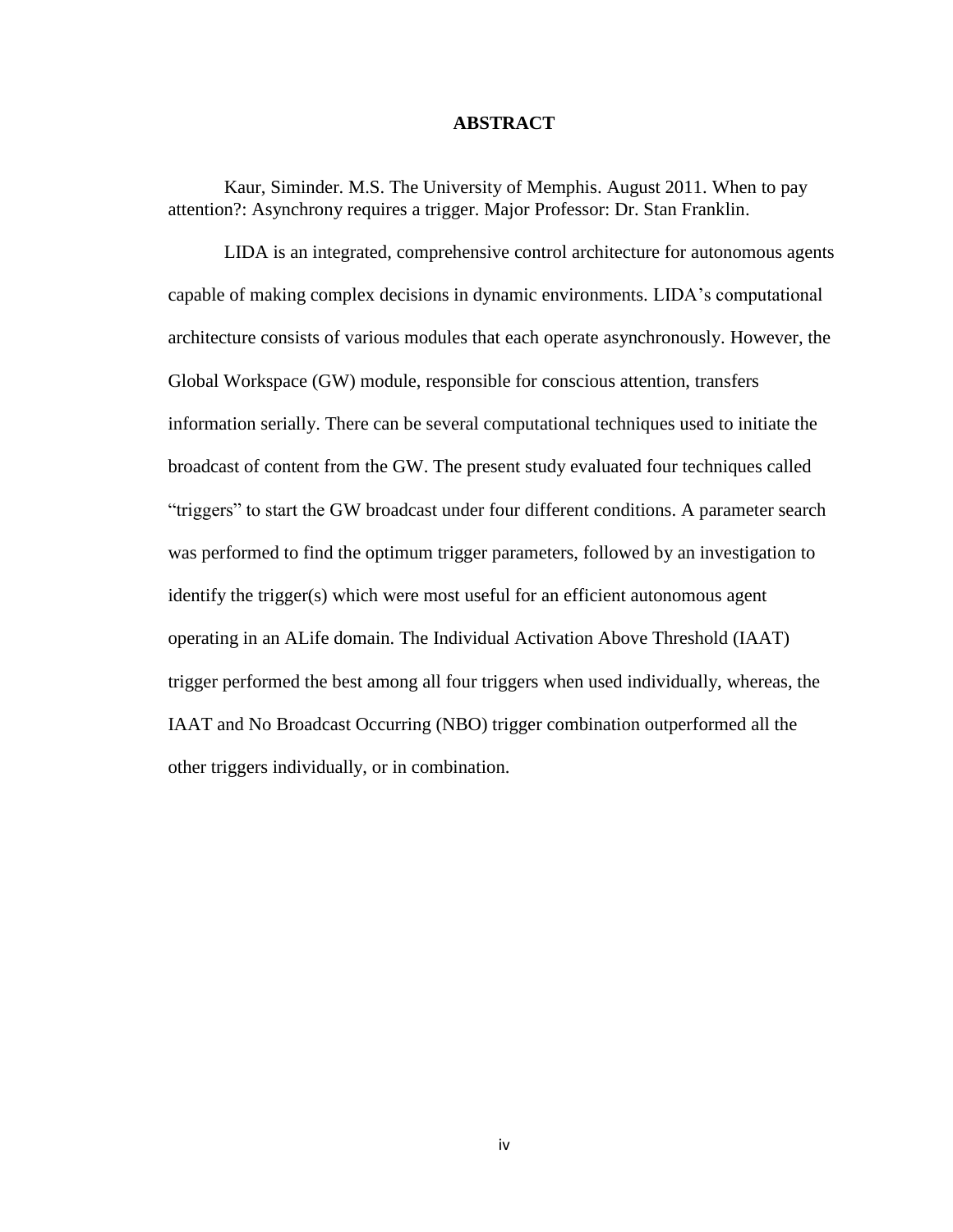# ABSTRACT

Kaur, Siminder. M.S. The University of Memphis. August 2011. When to pay attention?: Asynchrony requires a trigger. Major Professor: Dr. Stan Franklin.

LIDA is an integrated, comprehensive control architecture for autonomous agents capable of making complex decisions in dynamic environments. LIDA's computational architecture consists of various modules that each operate asynchronously. However, the Global Workspace (GW) module, responsible for conscious attention, transfers information serially. There can be several computational techniques used to initiate the broadcast of content from the GW. The present study evaluated four techniques called "triggers" to start the GW broadcast under four different conditions. A parameter search was performed to find the optimum trigger parameters, followed by an investigation to identify the trigger(s) which were most useful for an efficient autonomous agent operating in an ALife domain. The Individual Activation Above Threshold (IAAT) trigger performed the best among all four triggers when used individually, whereas, the IAAT and No Broadcast Occurring (NBO) trigger combination outperformed all the other triggers individually, or in combination.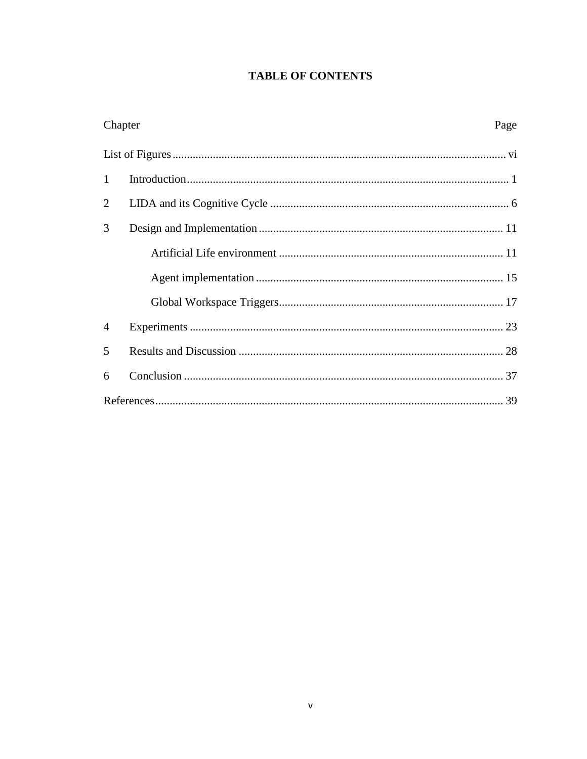# TABLE OF CONTENTS

| Chapter | | Page |
|---|---|---|
| List of Figures | | vi |
| 1 | Introduction | 1 |
| 2 | LIDA and its Cognitive Cycle | 6 |
| 3 | Design and Implementation | 11 |
| | Artificial Life environment | 11 |
| | Agent implementation | 15 |
| | Global Workspace Triggers | 17 |
| 4 | Experiments | 23 |
| 5 | Results and Discussion | 28 |
| 6 | Conclusion | 37 |
| References | | 39 |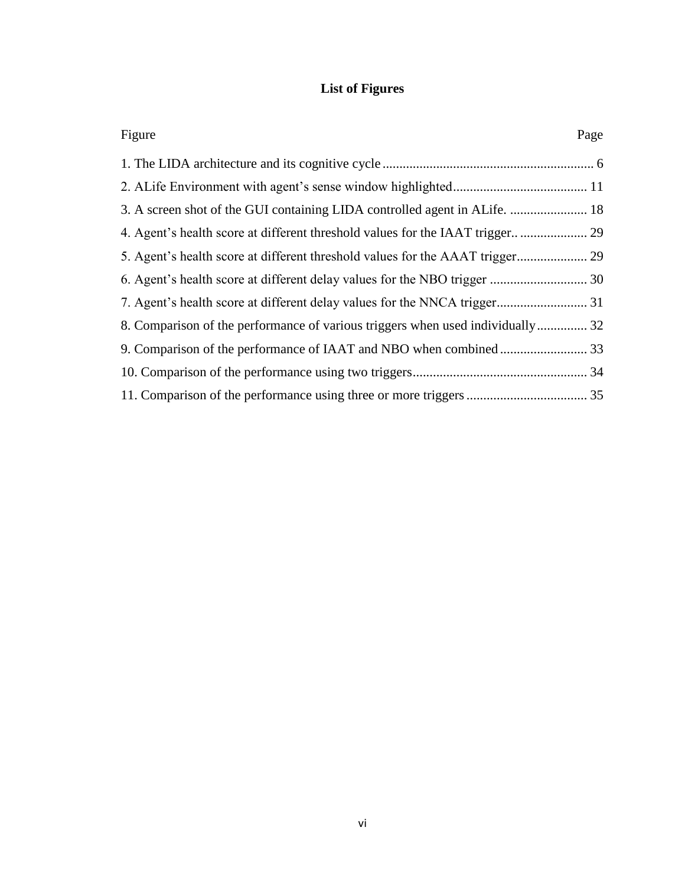# List of Figures

| Figure | Page |
|---|---|
| 1. The LIDA architecture and its cognitive cycle | 6 |
| 2. ALife Environment with agent's sense window highlighted | 11 |
| 3. A screen shot of the GUI containing LIDA controlled agent in ALife. | 18 |
| 4. Agent's health score at different threshold values for the IAAT trigger.. | 29 |
| 5. Agent's health score at different threshold values for the AAAT trigger | 29 |
| 6. Agent's health score at different delay values for the NBO trigger | 30 |
| 7. Agent's health score at different delay values for the NNCA trigger | 31 |
| 8. Comparison of the performance of various triggers when used individually | 32 |
| 9. Comparison of the performance of IAAT and NBO when combined | 33 |
| 10. Comparison of the performance using two triggers | 34 |
| 11. Comparison of the performance using three or more triggers | 35 |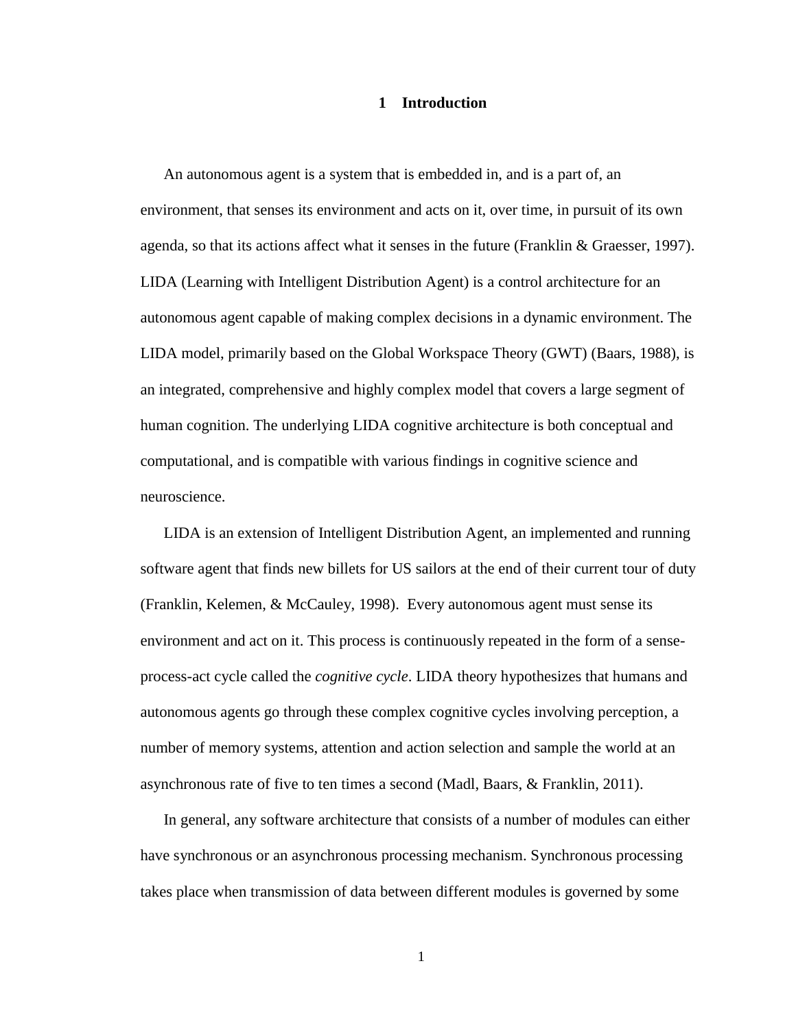# 1 Introduction

An autonomous agent is a system that is embedded in, and is a part of, an environment, that senses its environment and acts on it, over time, in pursuit of its own agenda, so that its actions affect what it senses in the future (Franklin & Graesser, 1997). LIDA (Learning with Intelligent Distribution Agent) is a control architecture for an autonomous agent capable of making complex decisions in a dynamic environment. The LIDA model, primarily based on the Global Workspace Theory (GWT) (Baars, 1988), is an integrated, comprehensive and highly complex model that covers a large segment of human cognition. The underlying LIDA cognitive architecture is both conceptual and computational, and is compatible with various findings in cognitive science and neuroscience.

LIDA is an extension of Intelligent Distribution Agent, an implemented and running software agent that finds new billets for US sailors at the end of their current tour of duty (Franklin, Kelemen, & McCauley, 1998). Every autonomous agent must sense its environment and act on it. This process is continuously repeated in the form of a sense-process-act cycle called the *cognitive cycle*. LIDA theory hypothesizes that humans and autonomous agents go through these complex cognitive cycles involving perception, a number of memory systems, attention and action selection and sample the world at an asynchronous rate of five to ten times a second (Madl, Baars, & Franklin, 2011).

In general, any software architecture that consists of a number of modules can either have synchronous or an asynchronous processing mechanism. Synchronous processing takes place when transmission of data between different modules is governed by some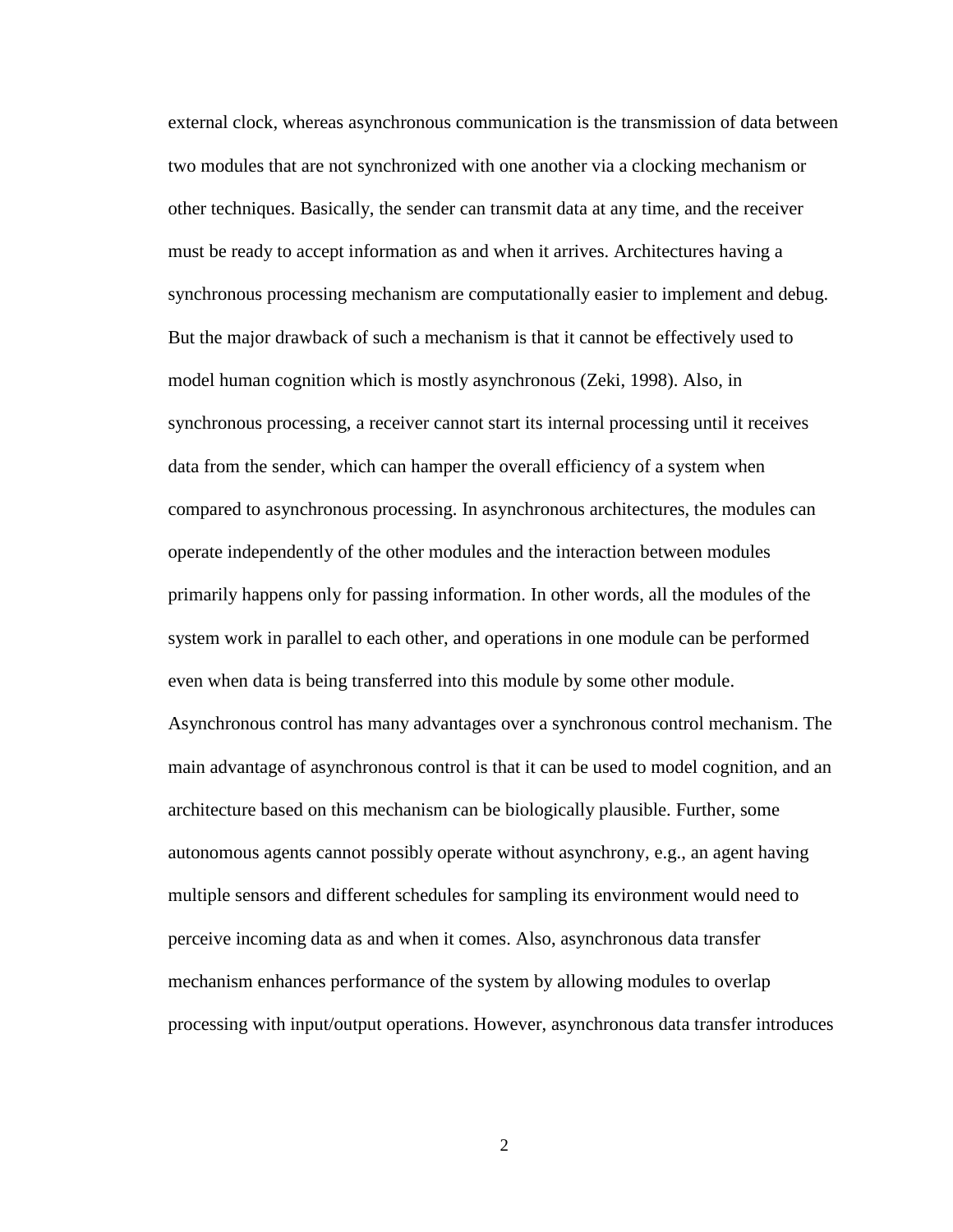external clock, whereas asynchronous communication is the transmission of data between two modules that are not synchronized with one another via a clocking mechanism or other techniques. Basically, the sender can transmit data at any time, and the receiver must be ready to accept information as and when it arrives. Architectures having a synchronous processing mechanism are computationally easier to implement and debug. But the major drawback of such a mechanism is that it cannot be effectively used to model human cognition which is mostly asynchronous (Zeki, 1998). Also, in synchronous processing, a receiver cannot start its internal processing until it receives data from the sender, which can hamper the overall efficiency of a system when compared to asynchronous processing. In asynchronous architectures, the modules can operate independently of the other modules and the interaction between modules primarily happens only for passing information. In other words, all the modules of the system work in parallel to each other, and operations in one module can be performed even when data is being transferred into this module by some other module. Asynchronous control has many advantages over a synchronous control mechanism. The main advantage of asynchronous control is that it can be used to model cognition, and an architecture based on this mechanism can be biologically plausible. Further, some autonomous agents cannot possibly operate without asynchrony, e.g., an agent having multiple sensors and different schedules for sampling its environment would need to perceive incoming data as and when it comes. Also, asynchronous data transfer mechanism enhances performance of the system by allowing modules to overlap processing with input/output operations. However, asynchronous data transfer introduces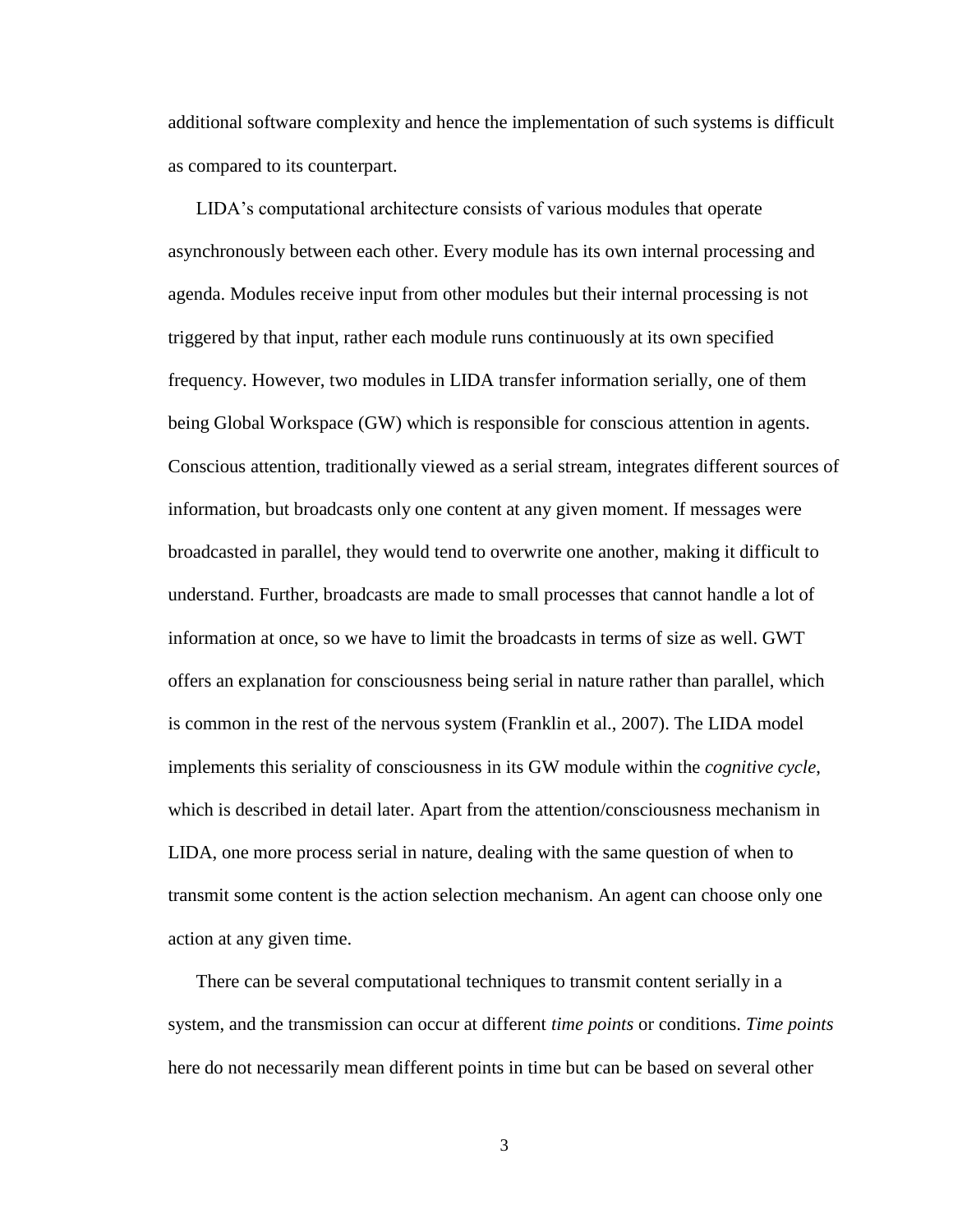additional software complexity and hence the implementation of such systems is difficult as compared to its counterpart.

LIDA's computational architecture consists of various modules that operate asynchronously between each other. Every module has its own internal processing and agenda. Modules receive input from other modules but their internal processing is not triggered by that input, rather each module runs continuously at its own specified frequency. However, two modules in LIDA transfer information serially, one of them being Global Workspace (GW) which is responsible for conscious attention in agents. Conscious attention, traditionally viewed as a serial stream, integrates different sources of information, but broadcasts only one content at any given moment. If messages were broadcasted in parallel, they would tend to overwrite one another, making it difficult to understand. Further, broadcasts are made to small processes that cannot handle a lot of information at once, so we have to limit the broadcasts in terms of size as well. GWT offers an explanation for consciousness being serial in nature rather than parallel, which is common in the rest of the nervous system (Franklin et al., 2007). The LIDA model implements this seriality of consciousness in its GW module within the *cognitive cycle*, which is described in detail later. Apart from the attention/consciousness mechanism in LIDA, one more process serial in nature, dealing with the same question of when to transmit some content is the action selection mechanism. An agent can choose only one action at any given time.

There can be several computational techniques to transmit content serially in a system, and the transmission can occur at different *time points* or conditions. *Time points* here do not necessarily mean different points in time but can be based on several other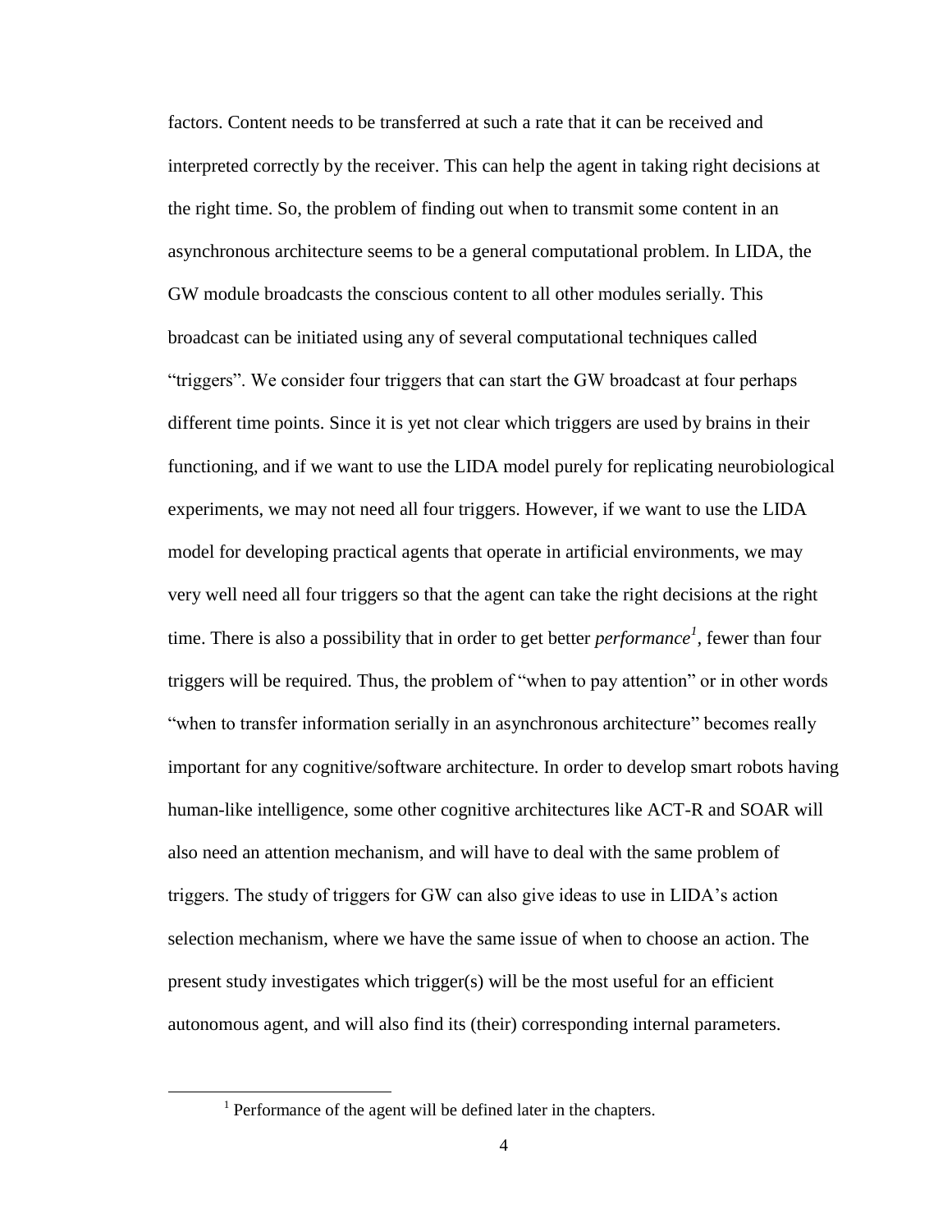factors. Content needs to be transferred at such a rate that it can be received and interpreted correctly by the receiver. This can help the agent in taking right decisions at the right time. So, the problem of finding out when to transmit some content in an asynchronous architecture seems to be a general computational problem. In LIDA, the GW module broadcasts the conscious content to all other modules serially. This broadcast can be initiated using any of several computational techniques called "triggers". We consider four triggers that can start the GW broadcast at four perhaps different time points. Since it is yet not clear which triggers are used by brains in their functioning, and if we want to use the LIDA model purely for replicating neurobiological experiments, we may not need all four triggers. However, if we want to use the LIDA model for developing practical agents that operate in artificial environments, we may very well need all four triggers so that the agent can take the right decisions at the right time. There is also a possibility that in order to get better *performance*[1], fewer than four triggers will be required. Thus, the problem of "when to pay attention" or in other words "when to transfer information serially in an asynchronous architecture" becomes really important for any cognitive/software architecture. In order to develop smart robots having human-like intelligence, some other cognitive architectures like ACT-R and SOAR will also need an attention mechanism, and will have to deal with the same problem of triggers. The study of triggers for GW can also give ideas to use in LIDA's action selection mechanism, where we have the same issue of when to choose an action. The present study investigates which trigger(s) will be the most useful for an efficient autonomous agent, and will also find its (their) corresponding internal parameters.

[1] Performance of the agent will be defined later in the chapters.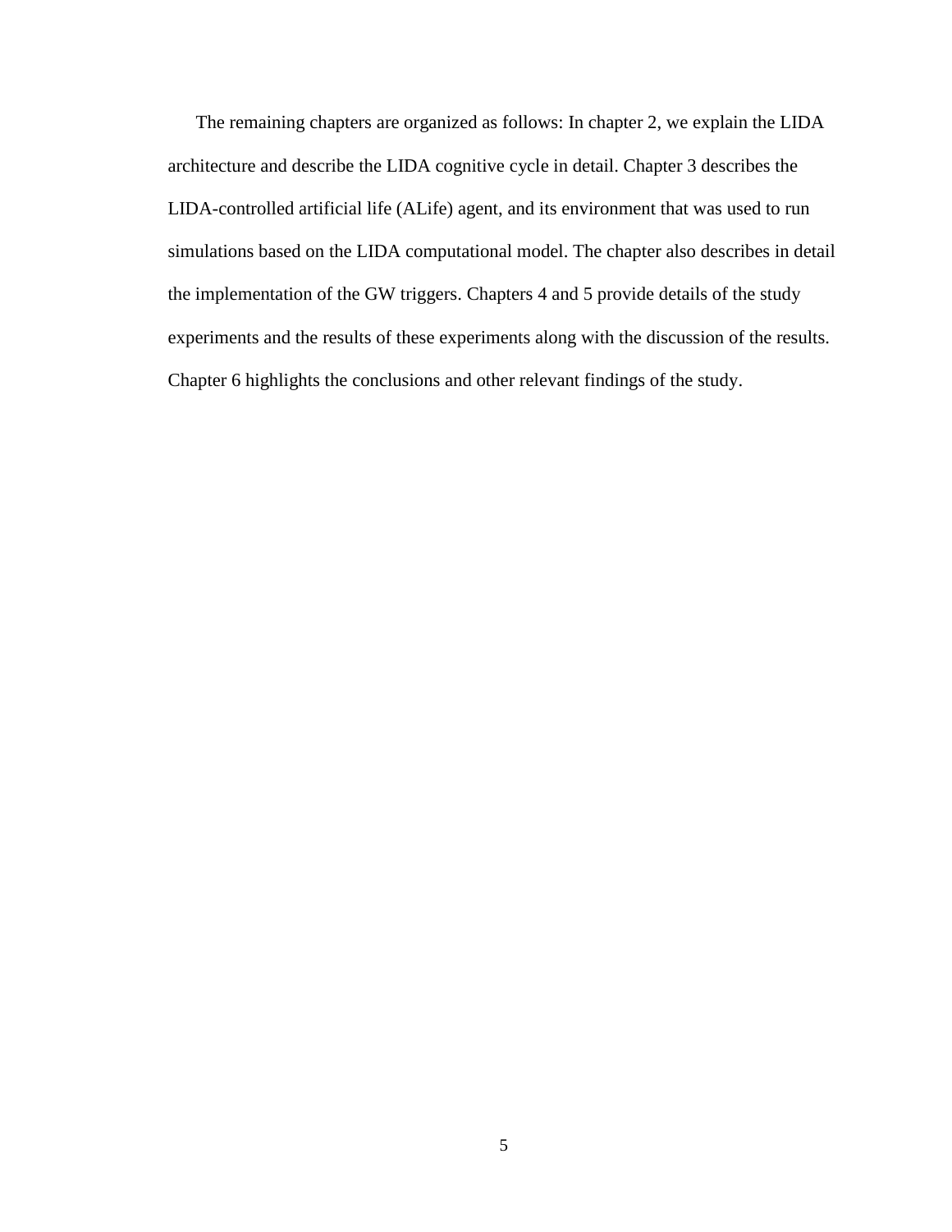The remaining chapters are organized as follows: In chapter 2, we explain the LIDA architecture and describe the LIDA cognitive cycle in detail. Chapter 3 describes the LIDA-controlled artificial life (ALife) agent, and its environment that was used to run simulations based on the LIDA computational model. The chapter also describes in detail the implementation of the GW triggers. Chapters 4 and 5 provide details of the study experiments and the results of these experiments along with the discussion of the results. Chapter 6 highlights the conclusions and other relevant findings of the study.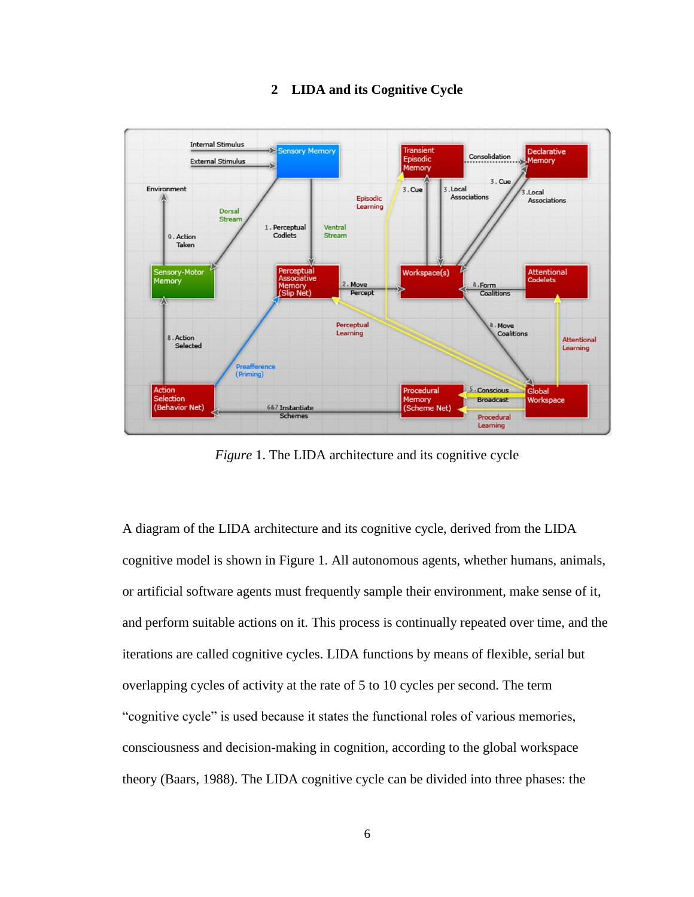## 2 LIDA and its Cognitive Cycle

*Figure* 1. The LIDA architecture and its cognitive cycle

A diagram of the LIDA architecture and its cognitive cycle, derived from the LIDA cognitive model is shown in Figure 1. All autonomous agents, whether humans, animals, or artificial software agents must frequently sample their environment, make sense of it, and perform suitable actions on it. This process is continually repeated over time, and the iterations are called cognitive cycles. LIDA functions by means of flexible, serial but overlapping cycles of activity at the rate of 5 to 10 cycles per second. The term "cognitive cycle" is used because it states the functional roles of various memories, consciousness and decision-making in cognition, according to the global workspace theory (Baars, 1988). The LIDA cognitive cycle can be divided into three phases: the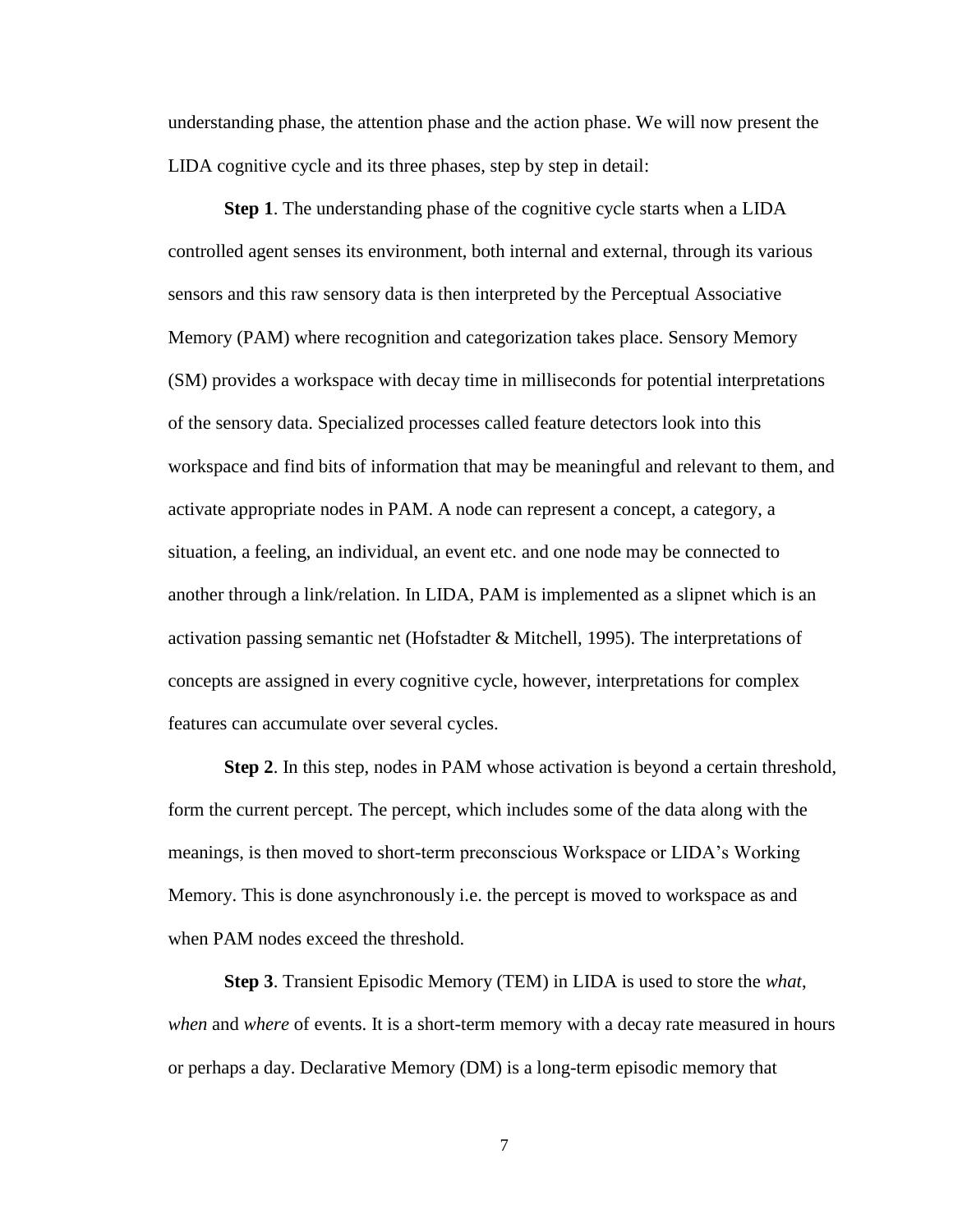understanding phase, the attention phase and the action phase. We will now present the LIDA cognitive cycle and its three phases, step by step in detail:

**Step 1**. The understanding phase of the cognitive cycle starts when a LIDA controlled agent senses its environment, both internal and external, through its various sensors and this raw sensory data is then interpreted by the Perceptual Associative Memory (PAM) where recognition and categorization takes place. Sensory Memory (SM) provides a workspace with decay time in milliseconds for potential interpretations of the sensory data. Specialized processes called feature detectors look into this workspace and find bits of information that may be meaningful and relevant to them, and activate appropriate nodes in PAM. A node can represent a concept, a category, a situation, a feeling, an individual, an event etc. and one node may be connected to another through a link/relation. In LIDA, PAM is implemented as a slipnet which is an activation passing semantic net (Hofstadter & Mitchell, 1995). The interpretations of concepts are assigned in every cognitive cycle, however, interpretations for complex features can accumulate over several cycles.

**Step 2**. In this step, nodes in PAM whose activation is beyond a certain threshold, form the current percept. The percept, which includes some of the data along with the meanings, is then moved to short-term preconscious Workspace or LIDA's Working Memory. This is done asynchronously i.e. the percept is moved to workspace as and when PAM nodes exceed the threshold.

**Step 3**. Transient Episodic Memory (TEM) in LIDA is used to store the *what*, *when* and *where* of events. It is a short-term memory with a decay rate measured in hours or perhaps a day. Declarative Memory (DM) is a long-term episodic memory that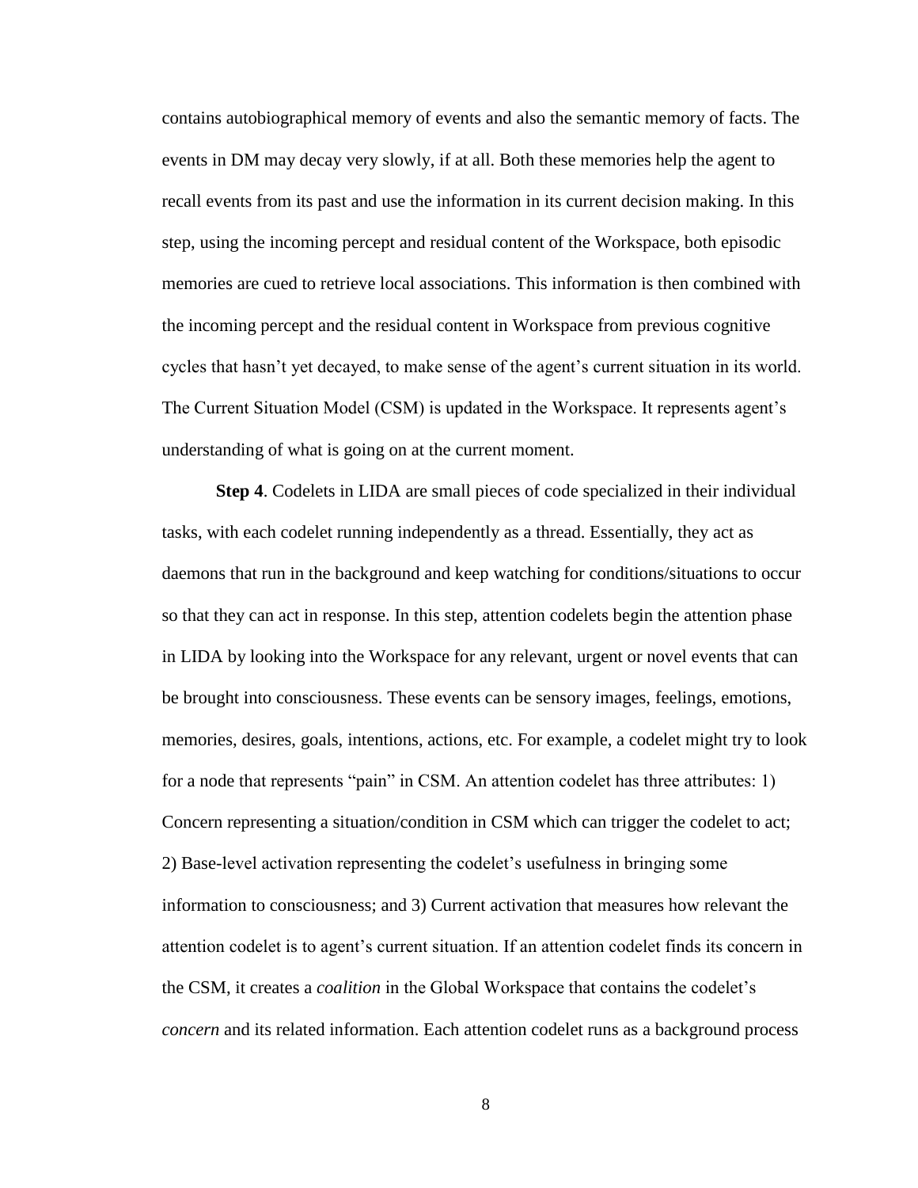contains autobiographical memory of events and also the semantic memory of facts. The events in DM may decay very slowly, if at all. Both these memories help the agent to recall events from its past and use the information in its current decision making. In this step, using the incoming percept and residual content of the Workspace, both episodic memories are cued to retrieve local associations. This information is then combined with the incoming percept and the residual content in Workspace from previous cognitive cycles that hasn't yet decayed, to make sense of the agent's current situation in its world. The Current Situation Model (CSM) is updated in the Workspace. It represents agent's understanding of what is going on at the current moment.

**Step 4**. Codelets in LIDA are small pieces of code specialized in their individual tasks, with each codelet running independently as a thread. Essentially, they act as daemons that run in the background and keep watching for conditions/situations to occur so that they can act in response. In this step, attention codelets begin the attention phase in LIDA by looking into the Workspace for any relevant, urgent or novel events that can be brought into consciousness. These events can be sensory images, feelings, emotions, memories, desires, goals, intentions, actions, etc. For example, a codelet might try to look for a node that represents "pain" in CSM. An attention codelet has three attributes: 1) Concern representing a situation/condition in CSM which can trigger the codelet to act; 2) Base-level activation representing the codelet's usefulness in bringing some information to consciousness; and 3) Current activation that measures how relevant the attention codelet is to agent's current situation. If an attention codelet finds its concern in the CSM, it creates a *coalition* in the Global Workspace that contains the codelet's *concern* and its related information. Each attention codelet runs as a background process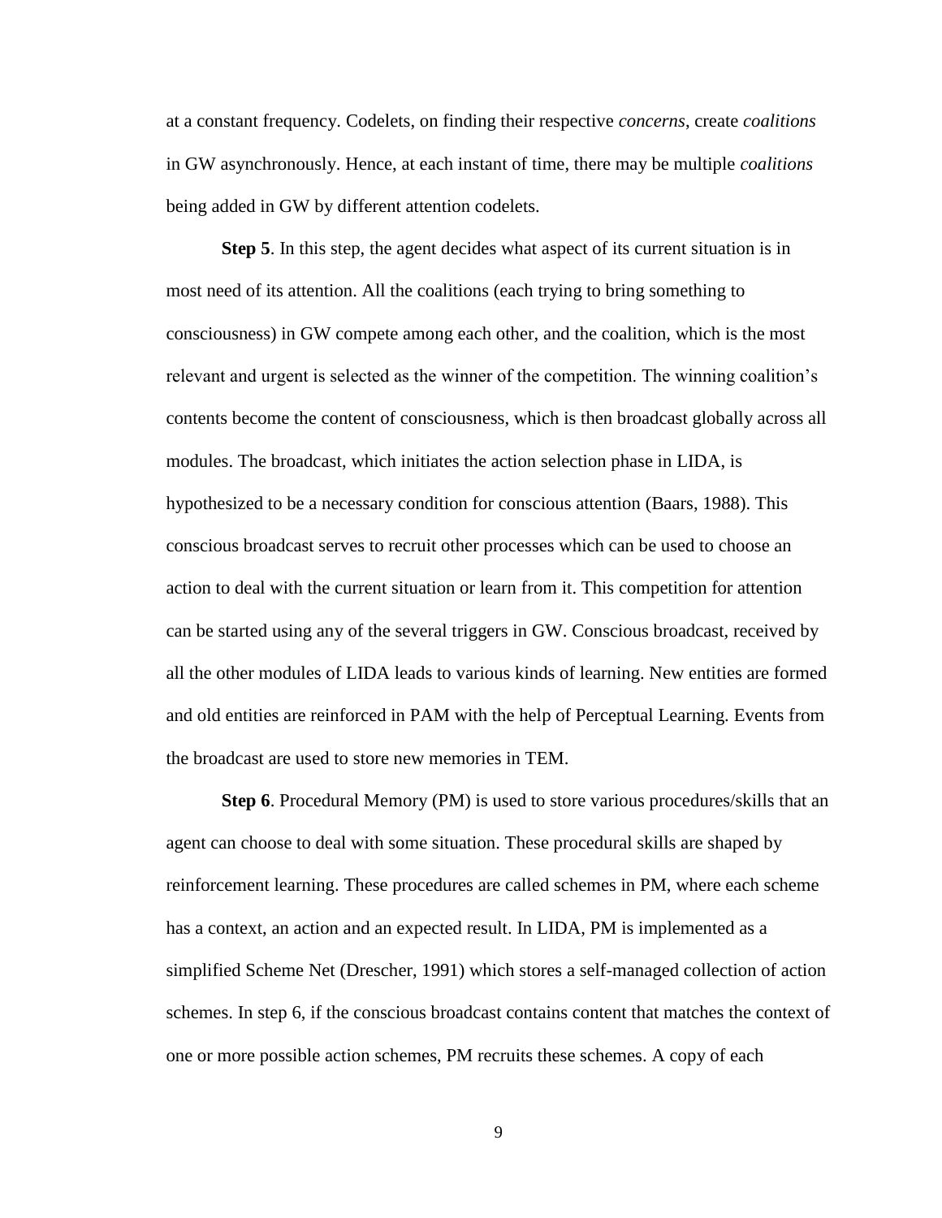at a constant frequency. Codelets, on finding their respective *concerns*, create *coalitions* in GW asynchronously. Hence, at each instant of time, there may be multiple *coalitions* being added in GW by different attention codelets.

**Step 5**. In this step, the agent decides what aspect of its current situation is in most need of its attention. All the coalitions (each trying to bring something to consciousness) in GW compete among each other, and the coalition, which is the most relevant and urgent is selected as the winner of the competition. The winning coalition's contents become the content of consciousness, which is then broadcast globally across all modules. The broadcast, which initiates the action selection phase in LIDA, is hypothesized to be a necessary condition for conscious attention (Baars, 1988). This conscious broadcast serves to recruit other processes which can be used to choose an action to deal with the current situation or learn from it. This competition for attention can be started using any of the several triggers in GW. Conscious broadcast, received by all the other modules of LIDA leads to various kinds of learning. New entities are formed and old entities are reinforced in PAM with the help of Perceptual Learning. Events from the broadcast are used to store new memories in TEM.

**Step 6**. Procedural Memory (PM) is used to store various procedures/skills that an agent can choose to deal with some situation. These procedural skills are shaped by reinforcement learning. These procedures are called schemes in PM, where each scheme has a context, an action and an expected result. In LIDA, PM is implemented as a simplified Scheme Net (Drescher, 1991) which stores a self-managed collection of action schemes. In step 6, if the conscious broadcast contains content that matches the context of one or more possible action schemes, PM recruits these schemes. A copy of each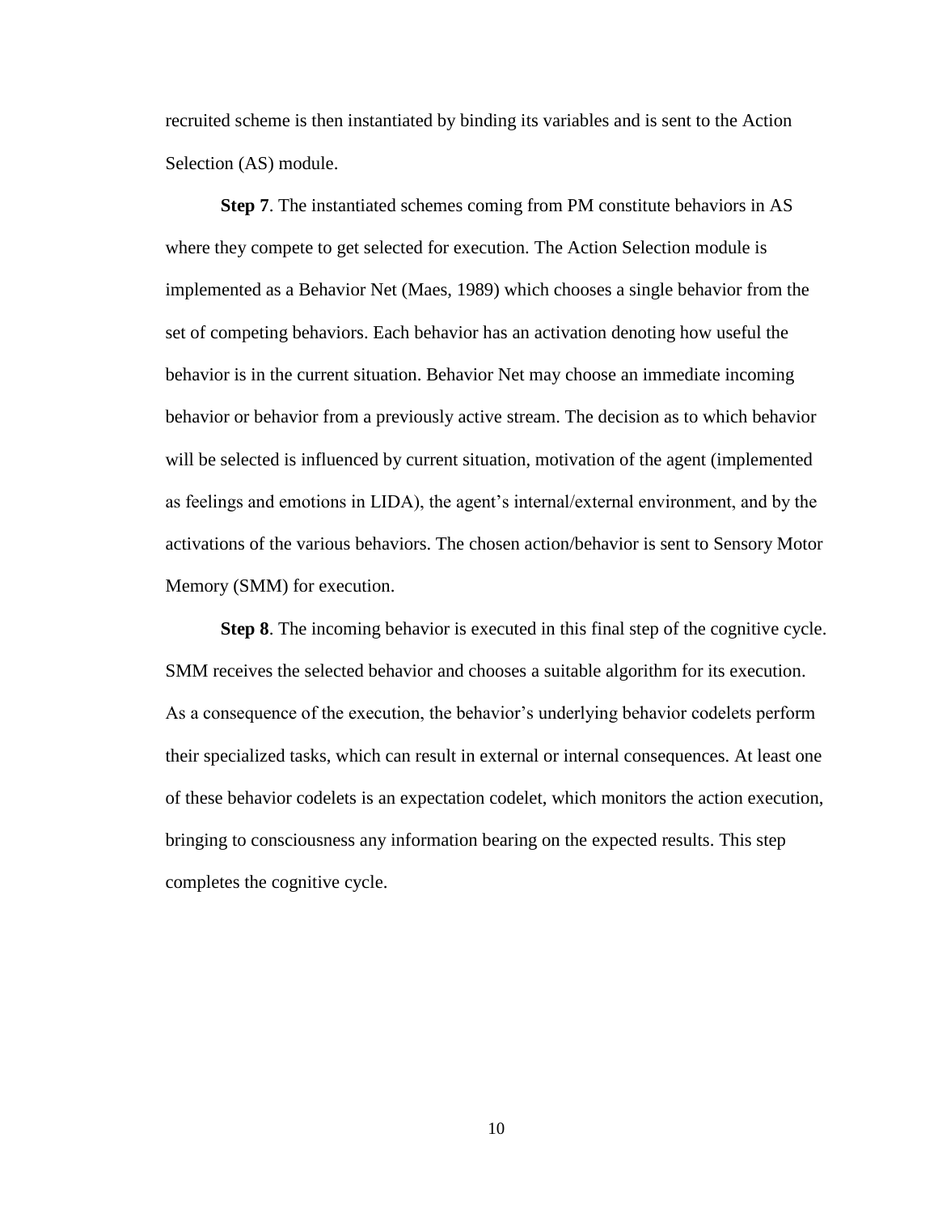recruited scheme is then instantiated by binding its variables and is sent to the Action Selection (AS) module.

**Step 7**. The instantiated schemes coming from PM constitute behaviors in AS where they compete to get selected for execution. The Action Selection module is implemented as a Behavior Net (Maes, 1989) which chooses a single behavior from the set of competing behaviors. Each behavior has an activation denoting how useful the behavior is in the current situation. Behavior Net may choose an immediate incoming behavior or behavior from a previously active stream. The decision as to which behavior will be selected is influenced by current situation, motivation of the agent (implemented as feelings and emotions in LIDA), the agent's internal/external environment, and by the activations of the various behaviors. The chosen action/behavior is sent to Sensory Motor Memory (SMM) for execution.

**Step 8**. The incoming behavior is executed in this final step of the cognitive cycle. SMM receives the selected behavior and chooses a suitable algorithm for its execution. As a consequence of the execution, the behavior's underlying behavior codelets perform their specialized tasks, which can result in external or internal consequences. At least one of these behavior codelets is an expectation codelet, which monitors the action execution, bringing to consciousness any information bearing on the expected results. This step completes the cognitive cycle.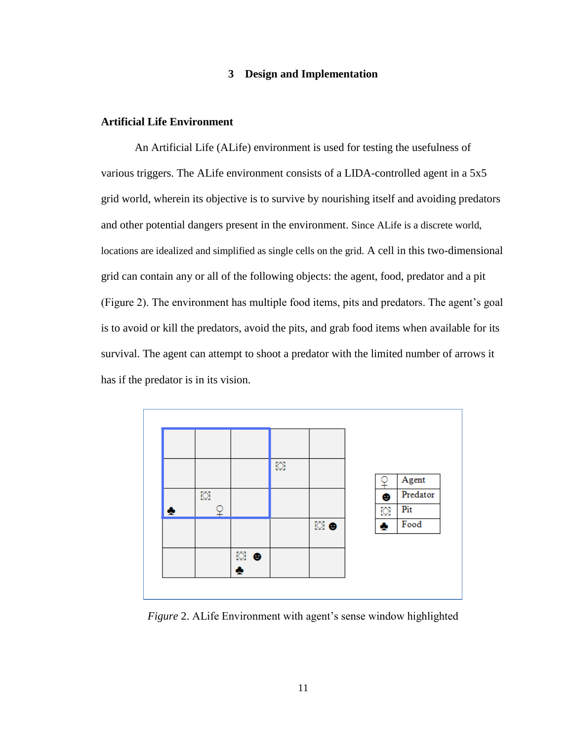# 3 Design and Implementation

## Artificial Life Environment

An Artificial Life (ALife) environment is used for testing the usefulness of various triggers. The ALife environment consists of a LIDA-controlled agent in a 5x5 grid world, wherein its objective is to survive by nourishing itself and avoiding predators and other potential dangers present in the environment. Since ALife is a discrete world, locations are idealized and simplified as single cells on the grid. A cell in this two-dimensional grid can contain any or all of the following objects: the agent, food, predator and a pit (Figure 2). The environment has multiple food items, pits and predators. The agent's goal is to avoid or kill the predators, avoid the pits, and grab food items when available for its survival. The agent can attempt to shoot a predator with the limited number of arrows it has if the predator is in its vision.

| Symbol | Object |
|---|---|
| ♀ | Agent |
| ☻ | Predator |
| ⛶ | Pit |
| ♣ | Food |

*Figure* 2. ALife Environment with agent's sense window highlighted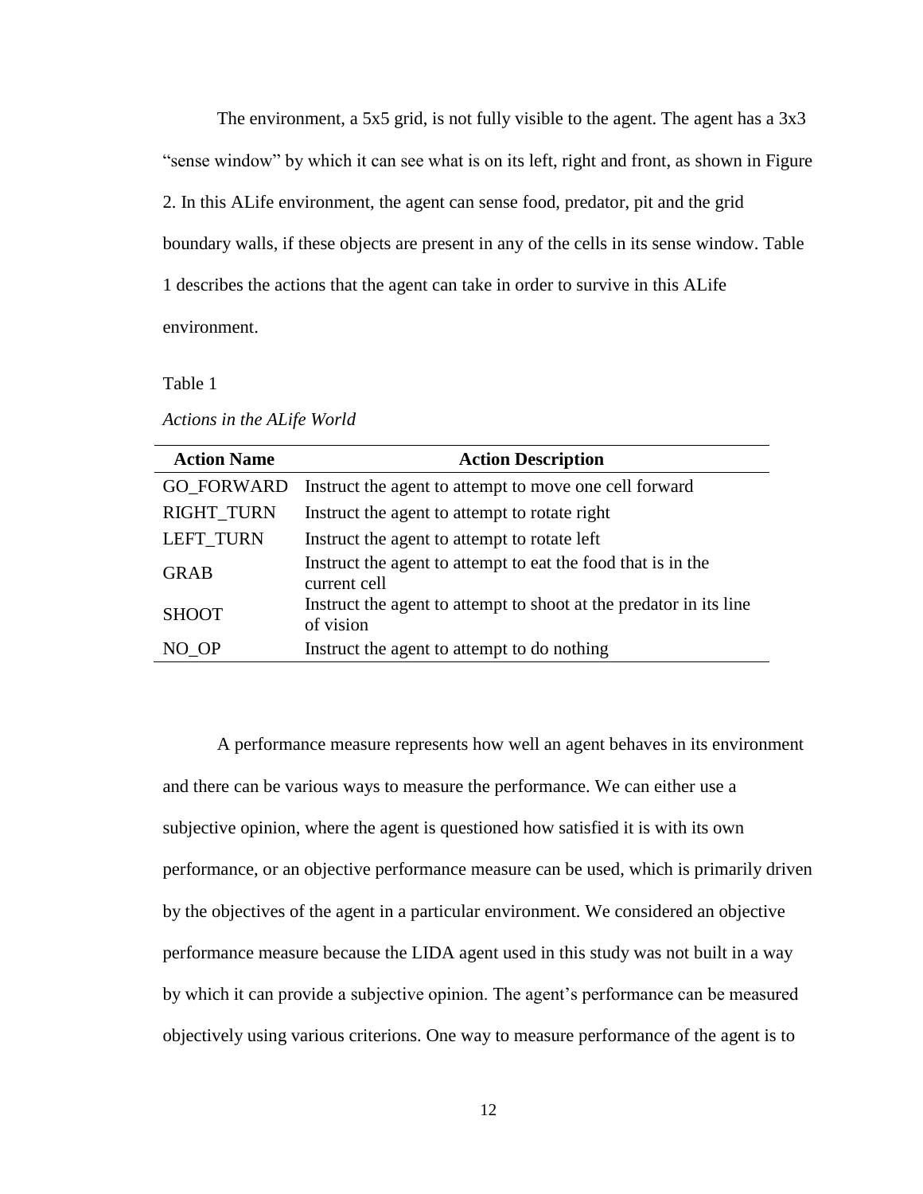The environment, a 5x5 grid, is not fully visible to the agent. The agent has a 3x3 "sense window" by which it can see what is on its left, right and front, as shown in Figure 2. In this ALife environment, the agent can sense food, predator, pit and the grid boundary walls, if these objects are present in any of the cells in its sense window. Table 1 describes the actions that the agent can take in order to survive in this ALife environment.

Table 1

*Actions in the ALife World*

| Action Name | Action Description |
|---|---|
| GO_FORWARD | Instruct the agent to attempt to move one cell forward |
| RIGHT_TURN | Instruct the agent to attempt to rotate right |
| LEFT_TURN | Instruct the agent to attempt to rotate left |
| GRAB | Instruct the agent to attempt to eat the food that is in the current cell |
| SHOOT | Instruct the agent to attempt to shoot at the predator in its line of vision |
| NO_OP | Instruct the agent to attempt to do nothing |

A performance measure represents how well an agent behaves in its environment and there can be various ways to measure the performance. We can either use a subjective opinion, where the agent is questioned how satisfied it is with its own performance, or an objective performance measure can be used, which is primarily driven by the objectives of the agent in a particular environment. We considered an objective performance measure because the LIDA agent used in this study was not built in a way by which it can provide a subjective opinion. The agent's performance can be measured objectively using various criterions. One way to measure performance of the agent is to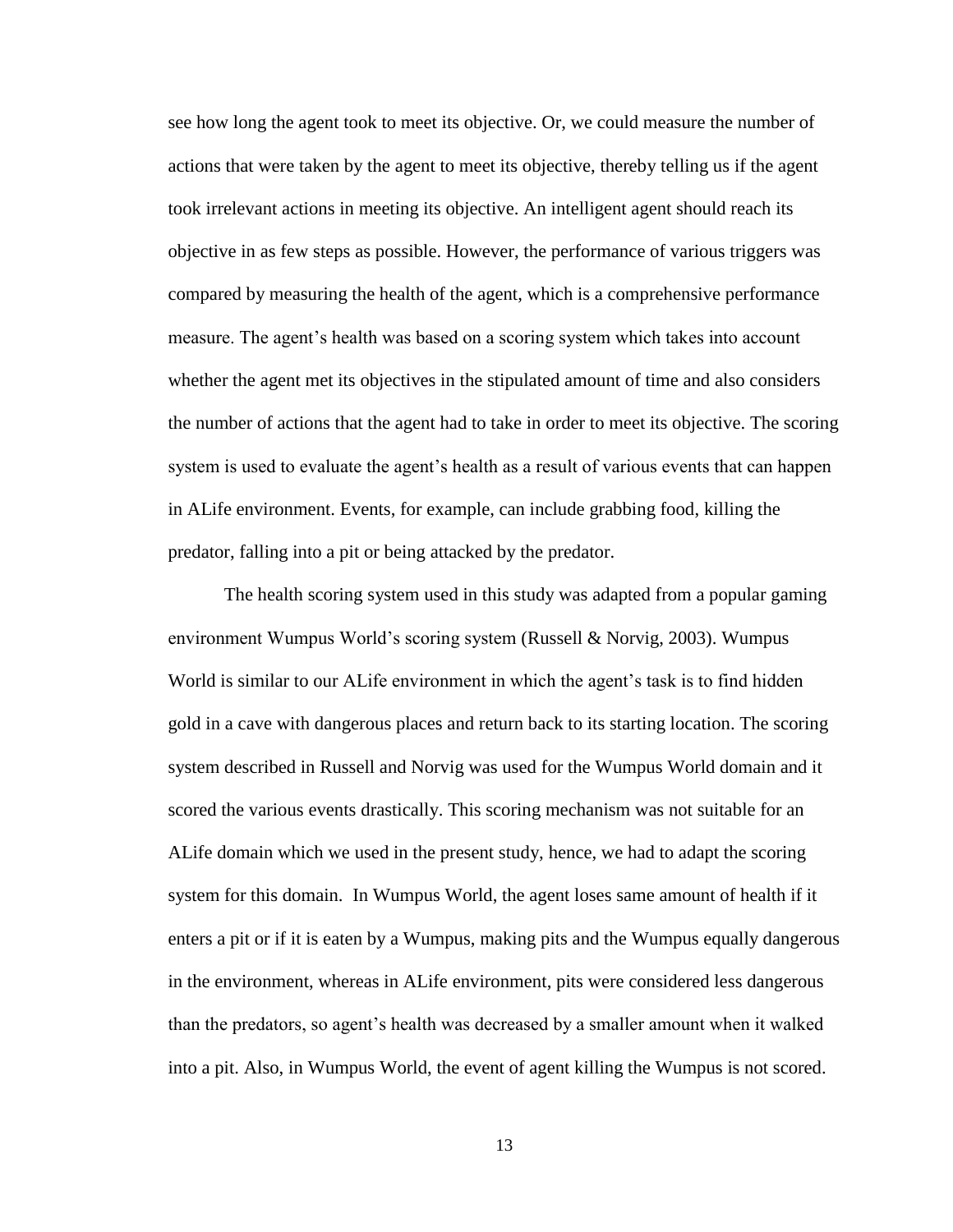see how long the agent took to meet its objective. Or, we could measure the number of actions that were taken by the agent to meet its objective, thereby telling us if the agent took irrelevant actions in meeting its objective. An intelligent agent should reach its objective in as few steps as possible. However, the performance of various triggers was compared by measuring the health of the agent, which is a comprehensive performance measure. The agent's health was based on a scoring system which takes into account whether the agent met its objectives in the stipulated amount of time and also considers the number of actions that the agent had to take in order to meet its objective. The scoring system is used to evaluate the agent's health as a result of various events that can happen in ALife environment. Events, for example, can include grabbing food, killing the predator, falling into a pit or being attacked by the predator.

The health scoring system used in this study was adapted from a popular gaming environment Wumpus World's scoring system (Russell & Norvig, 2003). Wumpus World is similar to our ALife environment in which the agent's task is to find hidden gold in a cave with dangerous places and return back to its starting location. The scoring system described in Russell and Norvig was used for the Wumpus World domain and it scored the various events drastically. This scoring mechanism was not suitable for an ALife domain which we used in the present study, hence, we had to adapt the scoring system for this domain. In Wumpus World, the agent loses same amount of health if it enters a pit or if it is eaten by a Wumpus, making pits and the Wumpus equally dangerous in the environment, whereas in ALife environment, pits were considered less dangerous than the predators, so agent's health was decreased by a smaller amount when it walked into a pit. Also, in Wumpus World, the event of agent killing the Wumpus is not scored.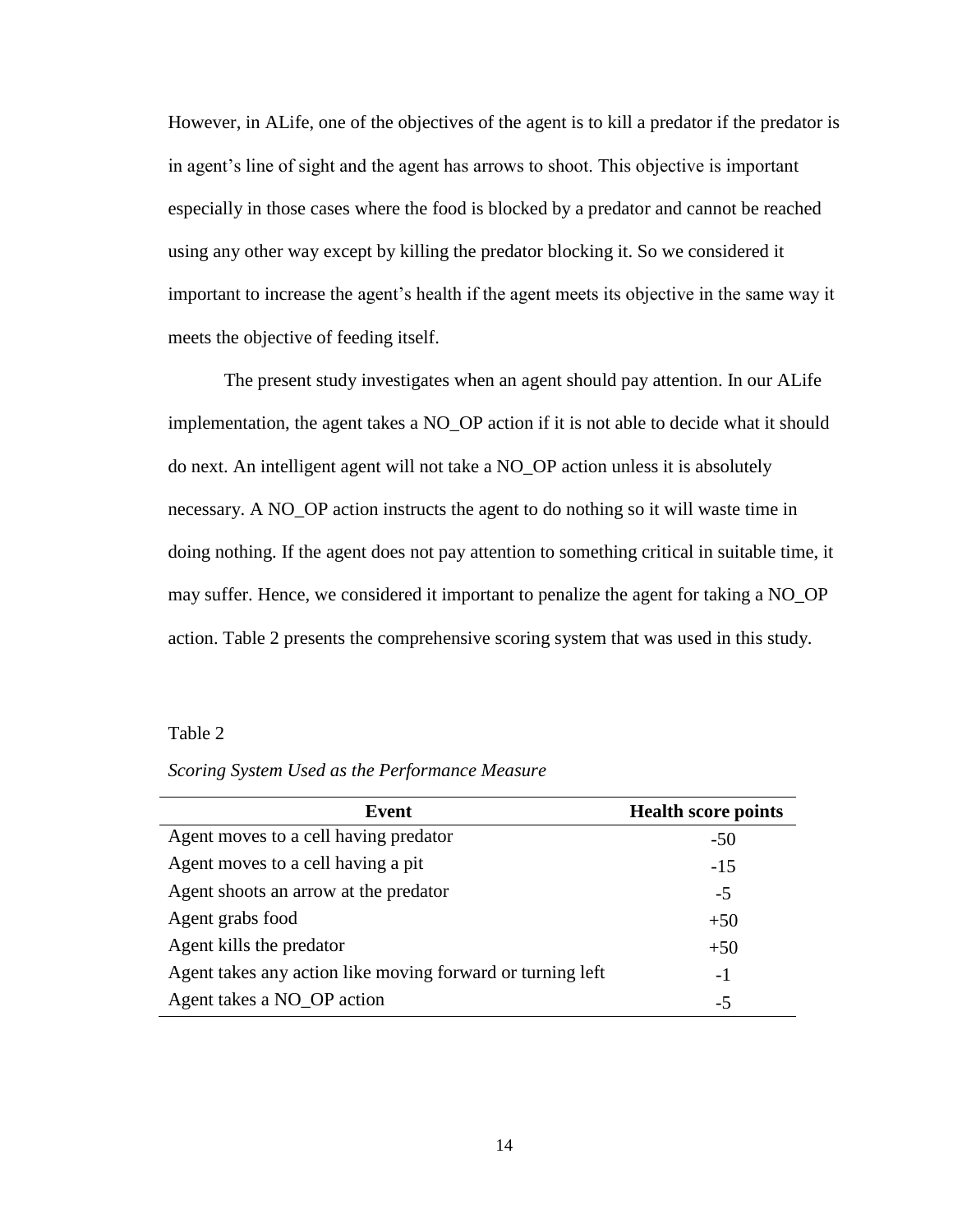However, in ALife, one of the objectives of the agent is to kill a predator if the predator is in agent's line of sight and the agent has arrows to shoot. This objective is important especially in those cases where the food is blocked by a predator and cannot be reached using any other way except by killing the predator blocking it. So we considered it important to increase the agent's health if the agent meets its objective in the same way it meets the objective of feeding itself.

The present study investigates when an agent should pay attention. In our ALife implementation, the agent takes a NO_OP action if it is not able to decide what it should do next. An intelligent agent will not take a NO_OP action unless it is absolutely necessary. A NO_OP action instructs the agent to do nothing so it will waste time in doing nothing. If the agent does not pay attention to something critical in suitable time, it may suffer. Hence, we considered it important to penalize the agent for taking a NO_OP action. Table 2 presents the comprehensive scoring system that was used in this study.

Table 2

*Scoring System Used as the Performance Measure*

| Event | Health score points |
| --- | --- |
| Agent moves to a cell having predator | -50 |
| Agent moves to a cell having a pit | -15 |
| Agent shoots an arrow at the predator | -5 |
| Agent grabs food | +50 |
| Agent kills the predator | +50 |
| Agent takes any action like moving forward or turning left | -1 |
| Agent takes a NO_OP action | -5 |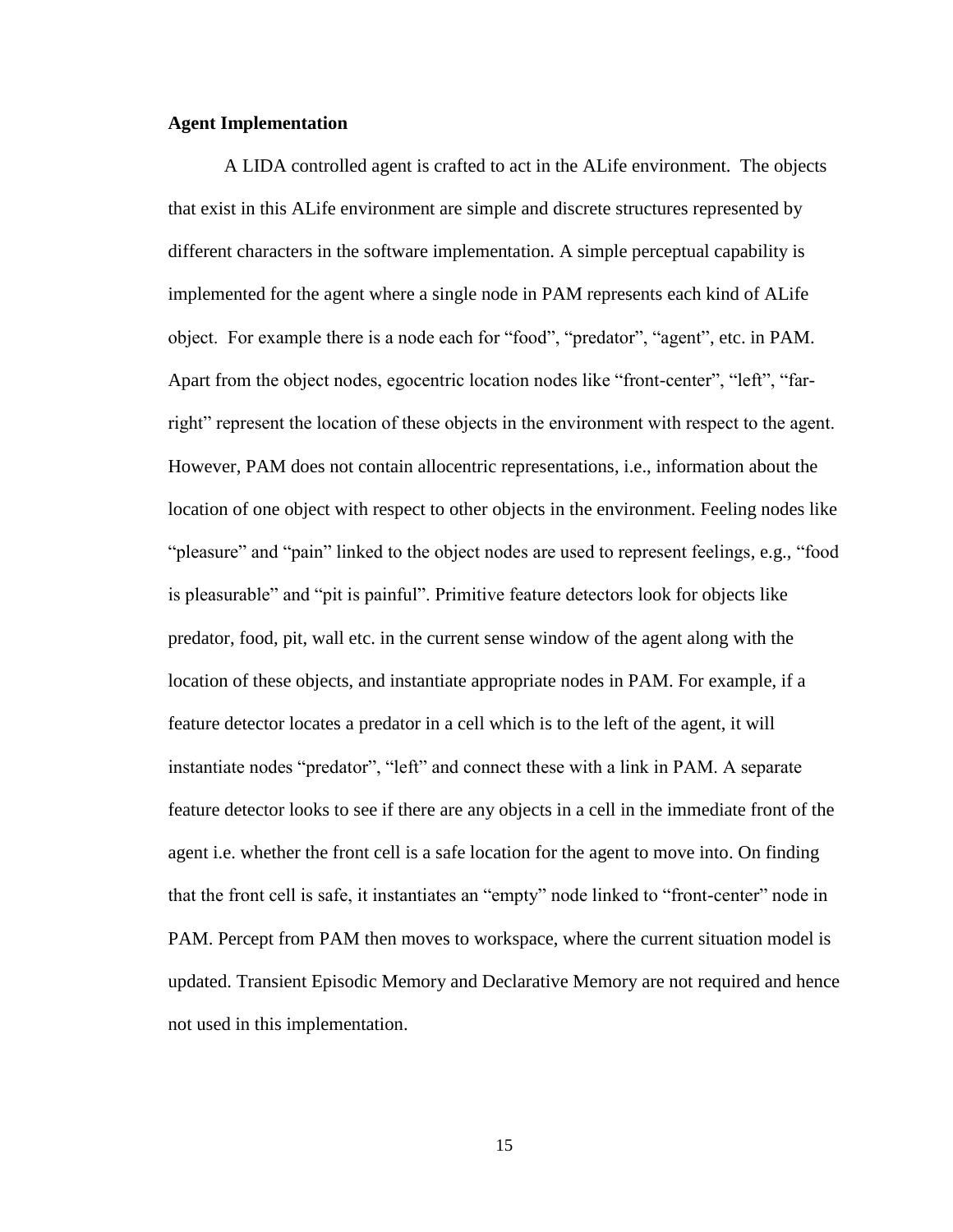### Agent Implementation

A LIDA controlled agent is crafted to act in the ALife environment. The objects that exist in this ALife environment are simple and discrete structures represented by different characters in the software implementation. A simple perceptual capability is implemented for the agent where a single node in PAM represents each kind of ALife object. For example there is a node each for "food", "predator", "agent", etc. in PAM. Apart from the object nodes, egocentric location nodes like "front-center", "left", "far-right" represent the location of these objects in the environment with respect to the agent. However, PAM does not contain allocentric representations, i.e., information about the location of one object with respect to other objects in the environment. Feeling nodes like "pleasure" and "pain" linked to the object nodes are used to represent feelings, e.g., "food is pleasurable" and "pit is painful". Primitive feature detectors look for objects like predator, food, pit, wall etc. in the current sense window of the agent along with the location of these objects, and instantiate appropriate nodes in PAM. For example, if a feature detector locates a predator in a cell which is to the left of the agent, it will instantiate nodes "predator", "left" and connect these with a link in PAM. A separate feature detector looks to see if there are any objects in a cell in the immediate front of the agent i.e. whether the front cell is a safe location for the agent to move into. On finding that the front cell is safe, it instantiates an "empty" node linked to "front-center" node in PAM. Percept from PAM then moves to workspace, where the current situation model is updated. Transient Episodic Memory and Declarative Memory are not required and hence not used in this implementation.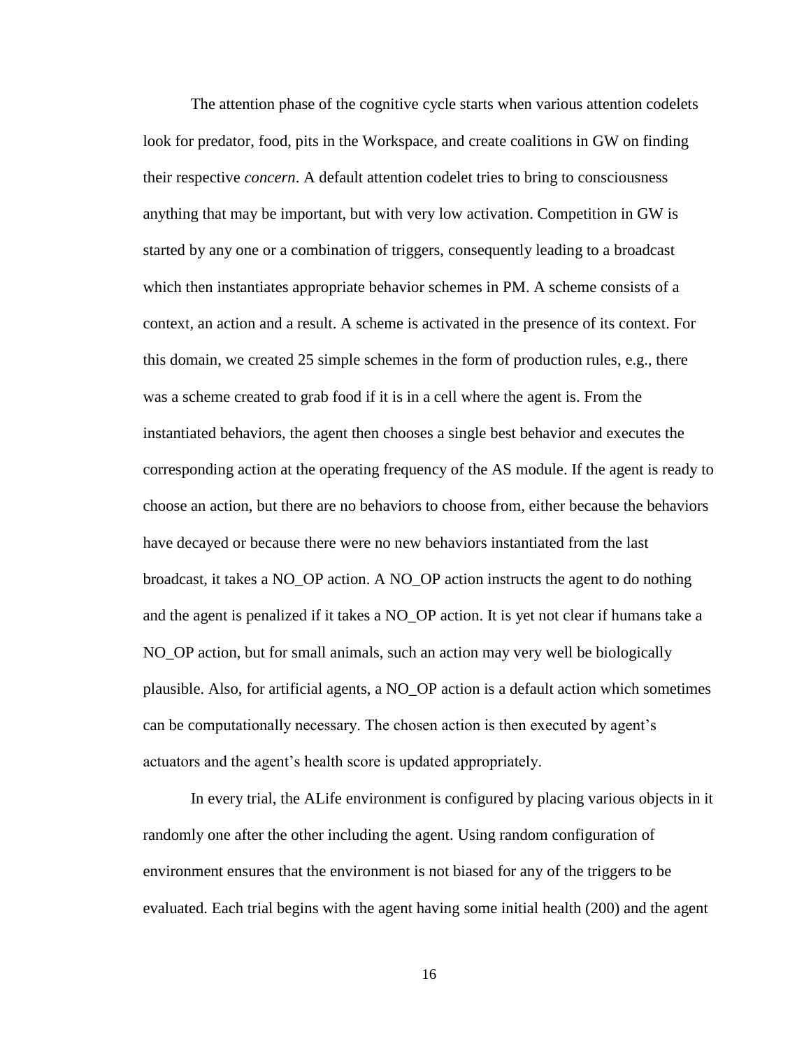The attention phase of the cognitive cycle starts when various attention codelets look for predator, food, pits in the Workspace, and create coalitions in GW on finding their respective *concern*. A default attention codelet tries to bring to consciousness anything that may be important, but with very low activation. Competition in GW is started by any one or a combination of triggers, consequently leading to a broadcast which then instantiates appropriate behavior schemes in PM. A scheme consists of a context, an action and a result. A scheme is activated in the presence of its context. For this domain, we created 25 simple schemes in the form of production rules, e.g., there was a scheme created to grab food if it is in a cell where the agent is. From the instantiated behaviors, the agent then chooses a single best behavior and executes the corresponding action at the operating frequency of the AS module. If the agent is ready to choose an action, but there are no behaviors to choose from, either because the behaviors have decayed or because there were no new behaviors instantiated from the last broadcast, it takes a NO_OP action. A NO_OP action instructs the agent to do nothing and the agent is penalized if it takes a NO_OP action. It is yet not clear if humans take a NO_OP action, but for small animals, such an action may very well be biologically plausible. Also, for artificial agents, a NO_OP action is a default action which sometimes can be computationally necessary. The chosen action is then executed by agent's actuators and the agent's health score is updated appropriately.

In every trial, the ALife environment is configured by placing various objects in it randomly one after the other including the agent. Using random configuration of environment ensures that the environment is not biased for any of the triggers to be evaluated. Each trial begins with the agent having some initial health (200) and the agent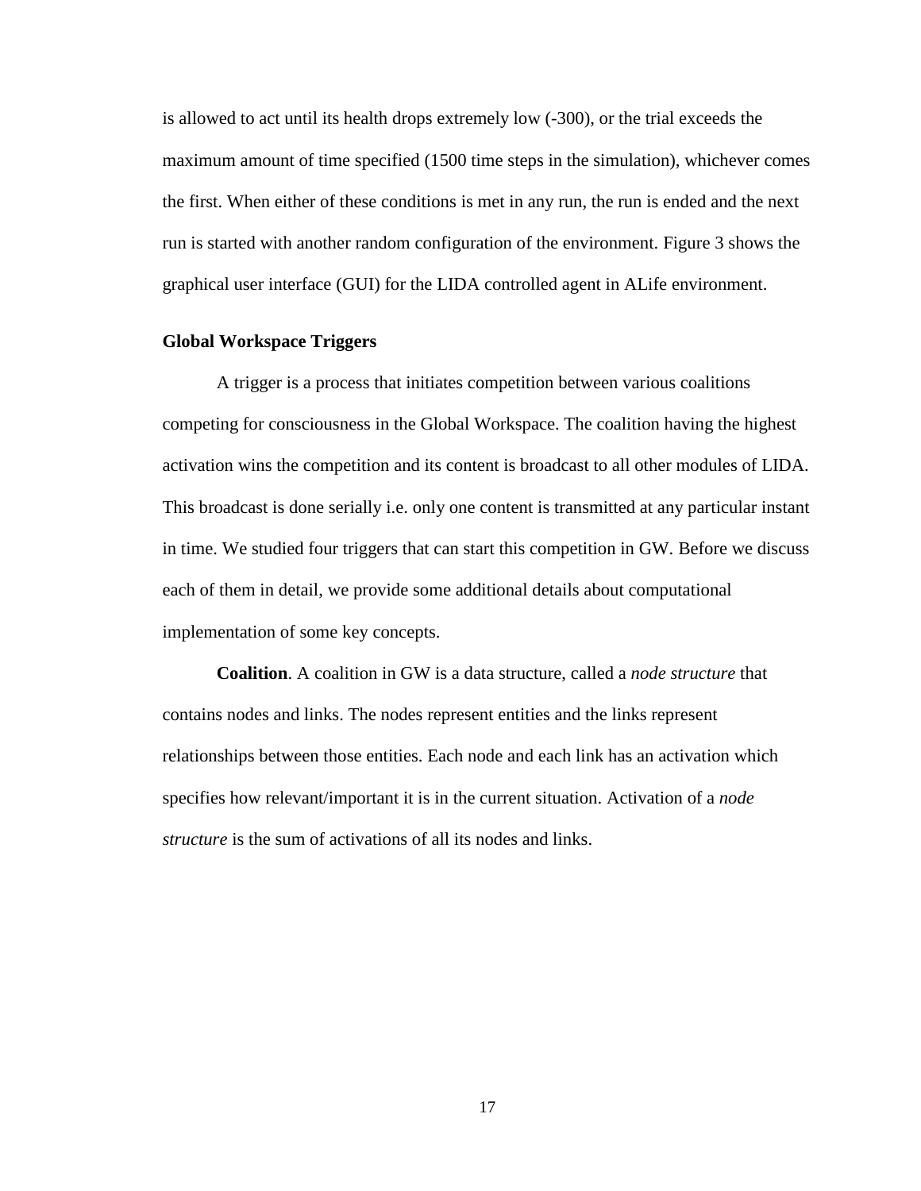is allowed to act until its health drops extremely low (-300), or the trial exceeds the maximum amount of time specified (1500 time steps in the simulation), whichever comes the first. When either of these conditions is met in any run, the run is ended and the next run is started with another random configuration of the environment. Figure 3 shows the graphical user interface (GUI) for the LIDA controlled agent in ALife environment.

## Global Workspace Triggers

A trigger is a process that initiates competition between various coalitions competing for consciousness in the Global Workspace. The coalition having the highest activation wins the competition and its content is broadcast to all other modules of LIDA. This broadcast is done serially i.e. only one content is transmitted at any particular instant in time. We studied four triggers that can start this competition in GW. Before we discuss each of them in detail, we provide some additional details about computational implementation of some key concepts.

**Coalition**. A coalition in GW is a data structure, called a *node structure* that contains nodes and links. The nodes represent entities and the links represent relationships between those entities. Each node and each link has an activation which specifies how relevant/important it is in the current situation. Activation of a *node structure* is the sum of activations of all its nodes and links.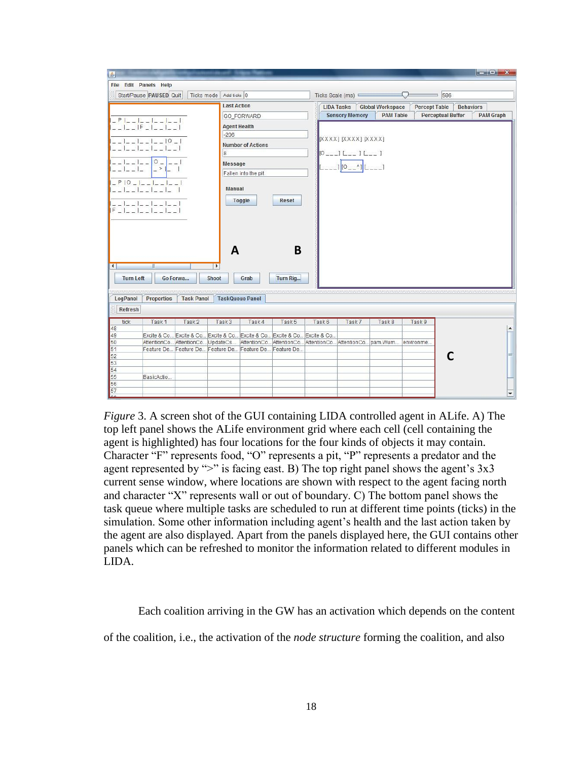*Figure* 3. A screen shot of the GUI containing LIDA controlled agent in ALife. A) The top left panel shows the ALife environment grid where each cell (cell containing the agent is highlighted) has four locations for the four kinds of objects it may contain. Character "F" represents food, "O" represents a pit, "P" represents a predator and the agent represented by ">" is facing east. B) The top right panel shows the agent's 3x3 current sense window, where locations are shown with respect to the agent facing north and character "X" represents wall or out of boundary. C) The bottom panel shows the task queue where multiple tasks are scheduled to run at different time points (ticks) in the simulation. Some other information including agent's health and the last action taken by the agent are also displayed. Apart from the panels displayed here, the GUI contains other panels which can be refreshed to monitor the information related to different modules in LIDA.

Each coalition arriving in the GW has an activation which depends on the content of the coalition, i.e., the activation of the *node structure* forming the coalition, and also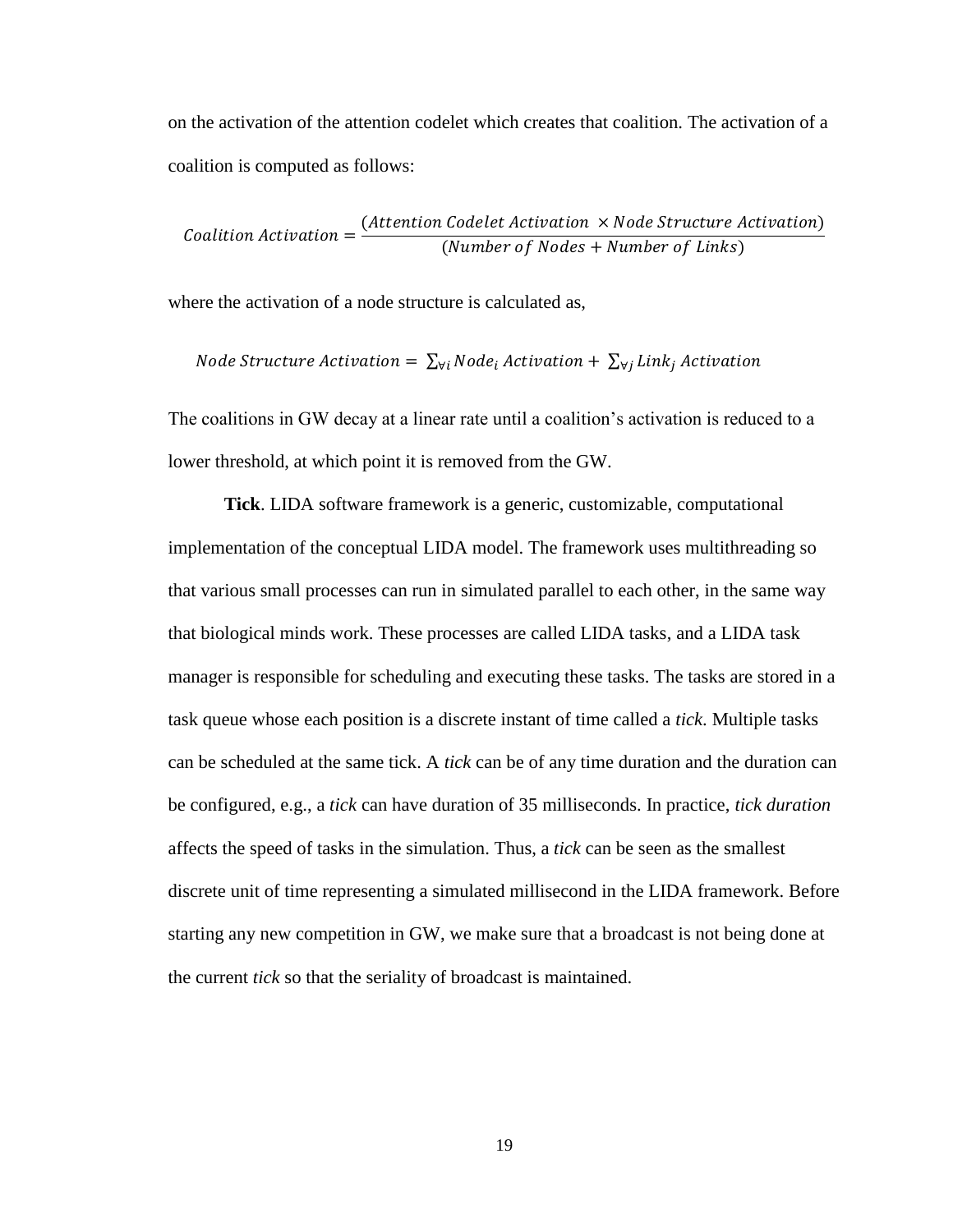on the activation of the attention codelet which creates that coalition. The activation of a coalition is computed as follows:

$$Coalition\ Activation = \frac{(Attention\ Codelet\ Activation\ \times Node\ Structure\ Activation)}{(Number\ of\ Nodes + Number\ of\ Links)}$$

where the activation of a node structure is calculated as,

$$Node\ Structure\ Activation = \sum_{\forall i} Node_i\ Activation + \sum_{\forall j} Link_j\ Activation$$

The coalitions in GW decay at a linear rate until a coalition's activation is reduced to a lower threshold, at which point it is removed from the GW.

**Tick**. LIDA software framework is a generic, customizable, computational implementation of the conceptual LIDA model. The framework uses multithreading so that various small processes can run in simulated parallel to each other, in the same way that biological minds work. These processes are called LIDA tasks, and a LIDA task manager is responsible for scheduling and executing these tasks. The tasks are stored in a task queue whose each position is a discrete instant of time called a *tick*. Multiple tasks can be scheduled at the same tick. A *tick* can be of any time duration and the duration can be configured, e.g., a *tick* can have duration of 35 milliseconds. In practice, *tick duration* affects the speed of tasks in the simulation. Thus, a *tick* can be seen as the smallest discrete unit of time representing a simulated millisecond in the LIDA framework. Before starting any new competition in GW, we make sure that a broadcast is not being done at the current *tick* so that the seriality of broadcast is maintained.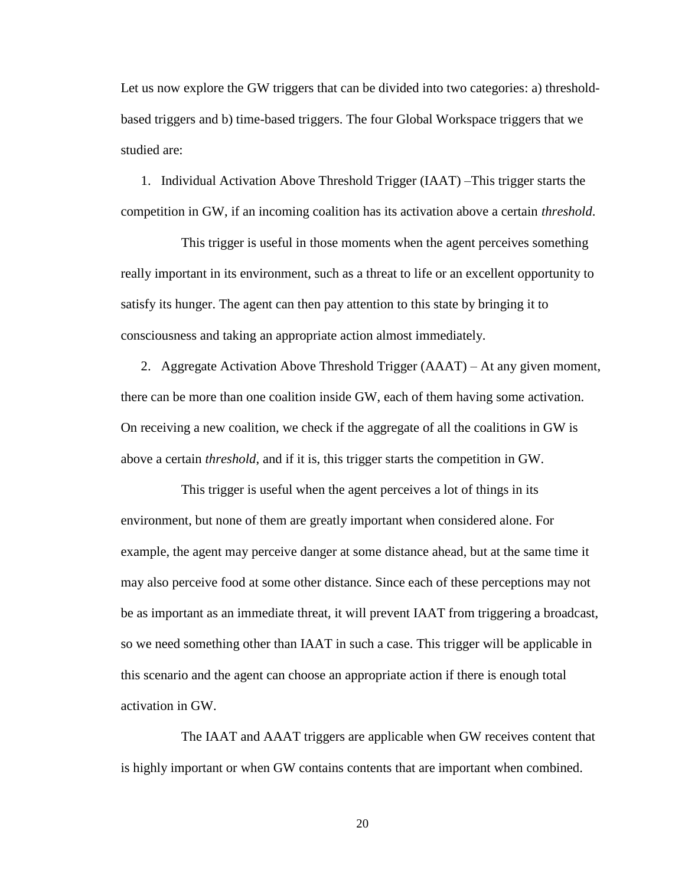Let us now explore the GW triggers that can be divided into two categories: a) threshold-based triggers and b) time-based triggers. The four Global Workspace triggers that we studied are:

1. Individual Activation Above Threshold Trigger (IAAT) –This trigger starts the competition in GW, if an incoming coalition has its activation above a certain *threshold*.

    This trigger is useful in those moments when the agent perceives something really important in its environment, such as a threat to life or an excellent opportunity to satisfy its hunger. The agent can then pay attention to this state by bringing it to consciousness and taking an appropriate action almost immediately.

2. Aggregate Activation Above Threshold Trigger (AAAT) – At any given moment, there can be more than one coalition inside GW, each of them having some activation. On receiving a new coalition, we check if the aggregate of all the coalitions in GW is above a certain *threshold*, and if it is, this trigger starts the competition in GW.

    This trigger is useful when the agent perceives a lot of things in its environment, but none of them are greatly important when considered alone. For example, the agent may perceive danger at some distance ahead, but at the same time it may also perceive food at some other distance. Since each of these perceptions may not be as important as an immediate threat, it will prevent IAAT from triggering a broadcast, so we need something other than IAAT in such a case. This trigger will be applicable in this scenario and the agent can choose an appropriate action if there is enough total activation in GW.

    The IAAT and AAAT triggers are applicable when GW receives content that is highly important or when GW contains contents that are important when combined.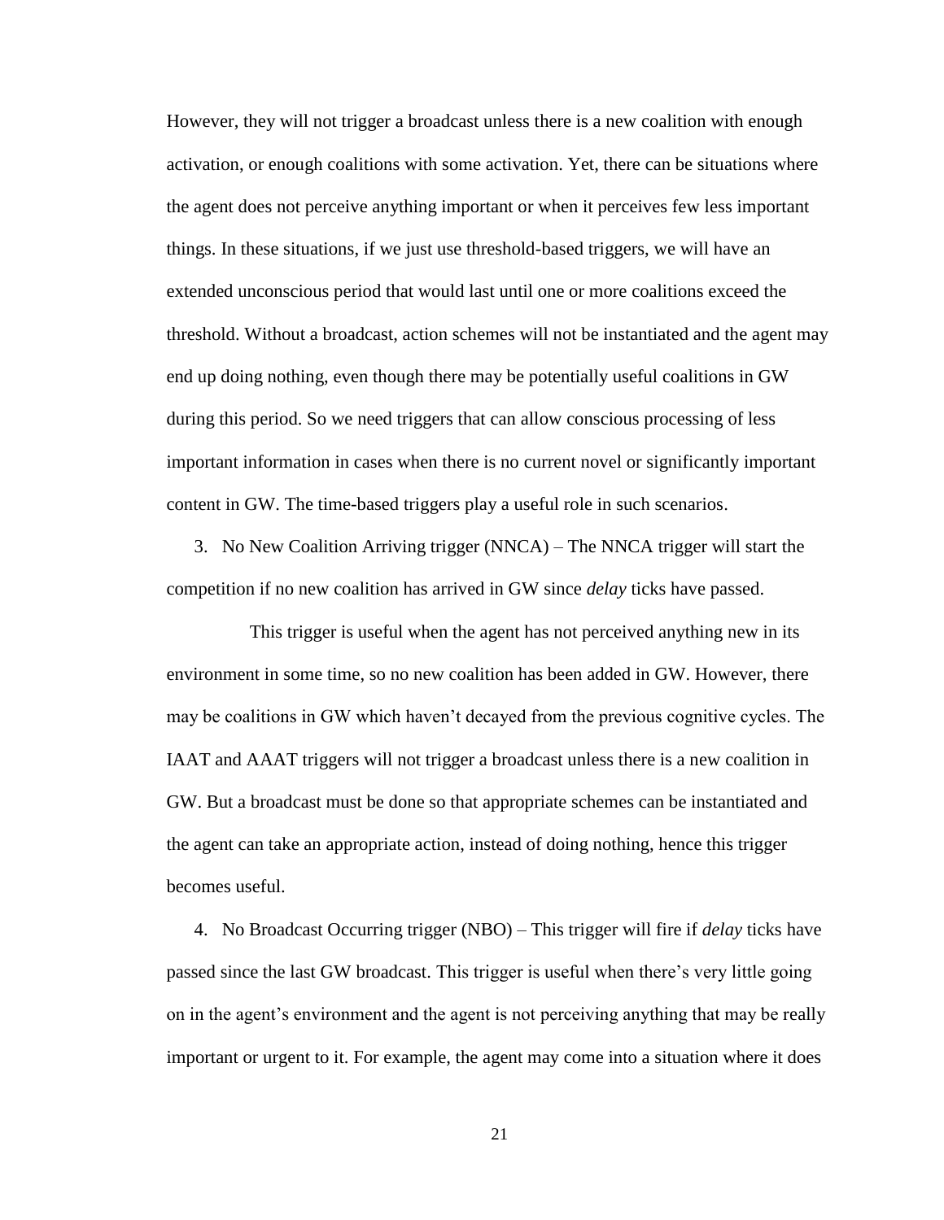However, they will not trigger a broadcast unless there is a new coalition with enough activation, or enough coalitions with some activation. Yet, there can be situations where the agent does not perceive anything important or when it perceives few less important things. In these situations, if we just use threshold-based triggers, we will have an extended unconscious period that would last until one or more coalitions exceed the threshold. Without a broadcast, action schemes will not be instantiated and the agent may end up doing nothing, even though there may be potentially useful coalitions in GW during this period. So we need triggers that can allow conscious processing of less important information in cases when there is no current novel or significantly important content in GW. The time-based triggers play a useful role in such scenarios.

3. No New Coalition Arriving trigger (NNCA) – The NNCA trigger will start the competition if no new coalition has arrived in GW since *delay* ticks have passed.

    This trigger is useful when the agent has not perceived anything new in its environment in some time, so no new coalition has been added in GW. However, there may be coalitions in GW which haven't decayed from the previous cognitive cycles. The IAAT and AAAT triggers will not trigger a broadcast unless there is a new coalition in GW. But a broadcast must be done so that appropriate schemes can be instantiated and the agent can take an appropriate action, instead of doing nothing, hence this trigger becomes useful.

4. No Broadcast Occurring trigger (NBO) – This trigger will fire if *delay* ticks have passed since the last GW broadcast. This trigger is useful when there's very little going on in the agent's environment and the agent is not perceiving anything that may be really important or urgent to it. For example, the agent may come into a situation where it does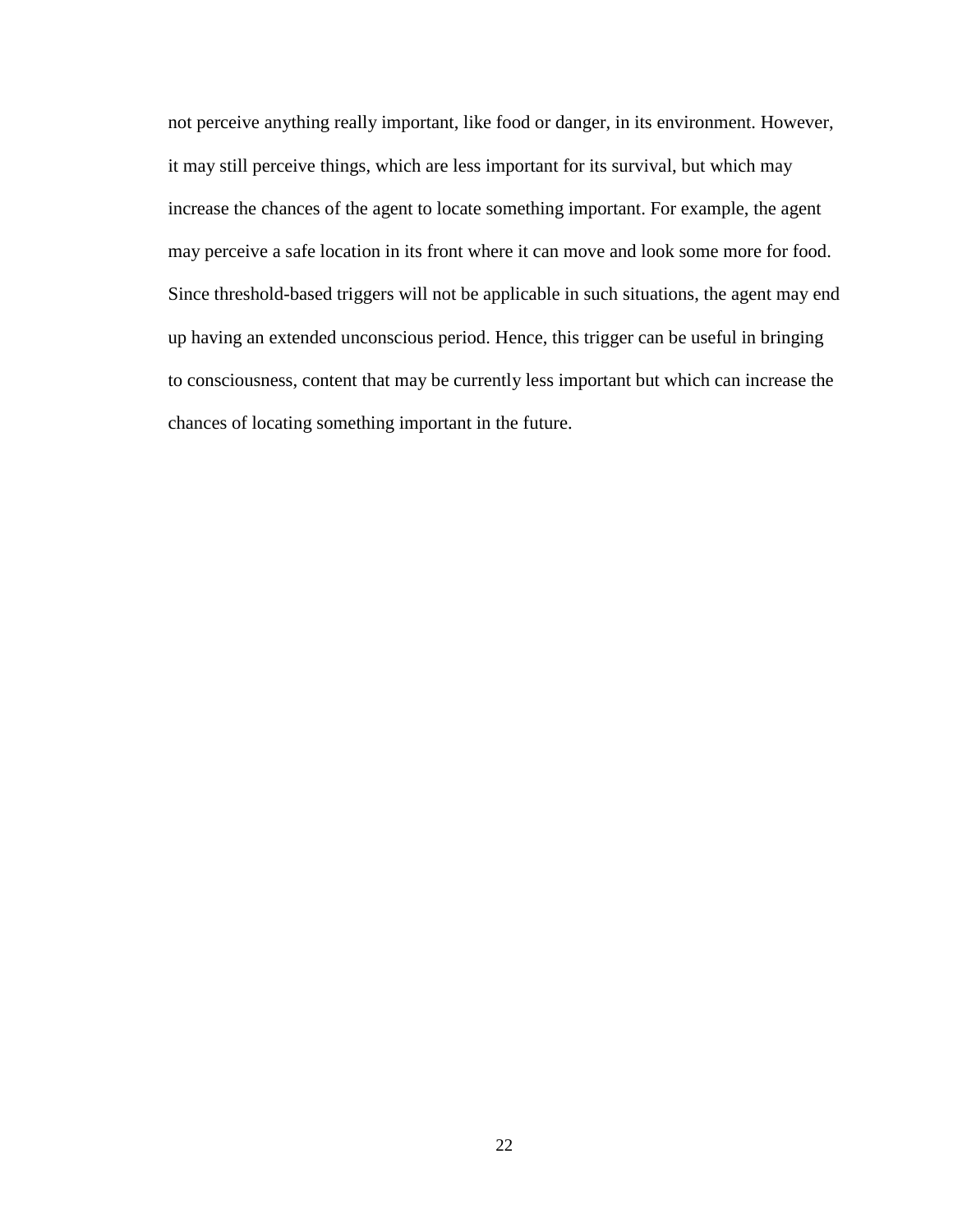not perceive anything really important, like food or danger, in its environment. However, it may still perceive things, which are less important for its survival, but which may increase the chances of the agent to locate something important. For example, the agent may perceive a safe location in its front where it can move and look some more for food. Since threshold-based triggers will not be applicable in such situations, the agent may end up having an extended unconscious period. Hence, this trigger can be useful in bringing to consciousness, content that may be currently less important but which can increase the chances of locating something important in the future.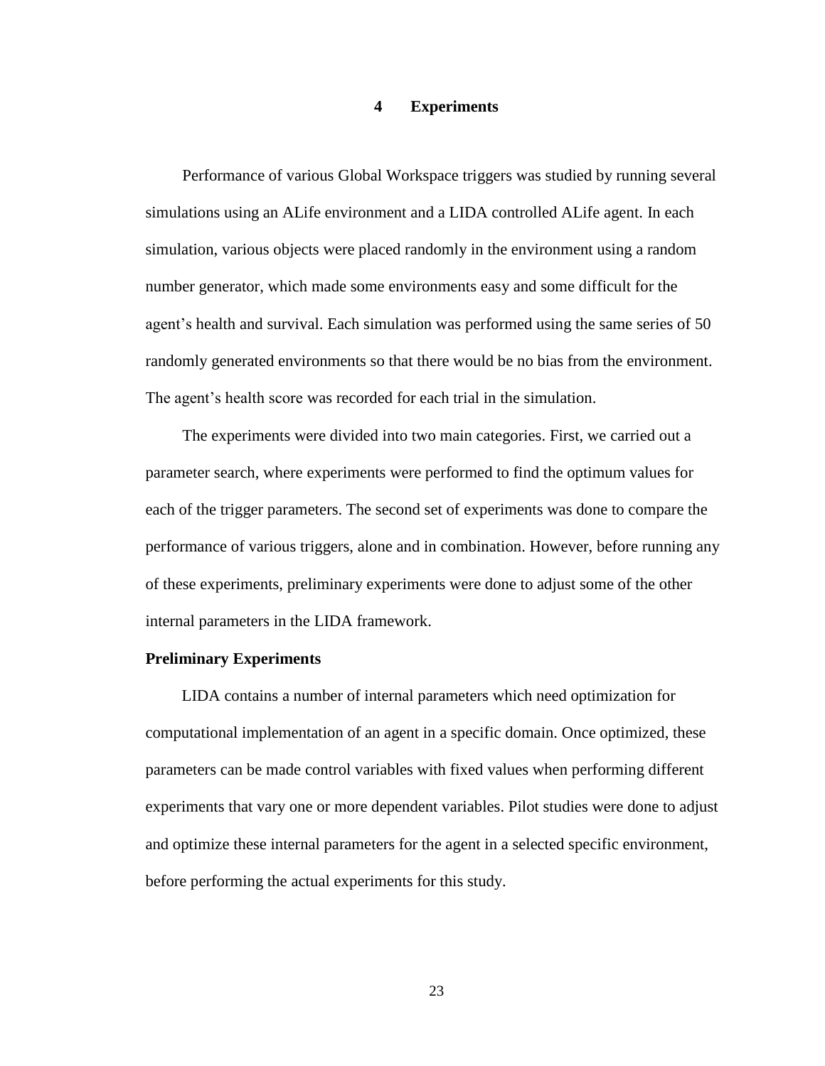# 4 Experiments

Performance of various Global Workspace triggers was studied by running several simulations using an ALife environment and a LIDA controlled ALife agent. In each simulation, various objects were placed randomly in the environment using a random number generator, which made some environments easy and some difficult for the agent's health and survival. Each simulation was performed using the same series of 50 randomly generated environments so that there would be no bias from the environment. The agent's health score was recorded for each trial in the simulation.

The experiments were divided into two main categories. First, we carried out a parameter search, where experiments were performed to find the optimum values for each of the trigger parameters. The second set of experiments was done to compare the performance of various triggers, alone and in combination. However, before running any of these experiments, preliminary experiments were done to adjust some of the other internal parameters in the LIDA framework.

**Preliminary Experiments**

LIDA contains a number of internal parameters which need optimization for computational implementation of an agent in a specific domain. Once optimized, these parameters can be made control variables with fixed values when performing different experiments that vary one or more dependent variables. Pilot studies were done to adjust and optimize these internal parameters for the agent in a selected specific environment, before performing the actual experiments for this study.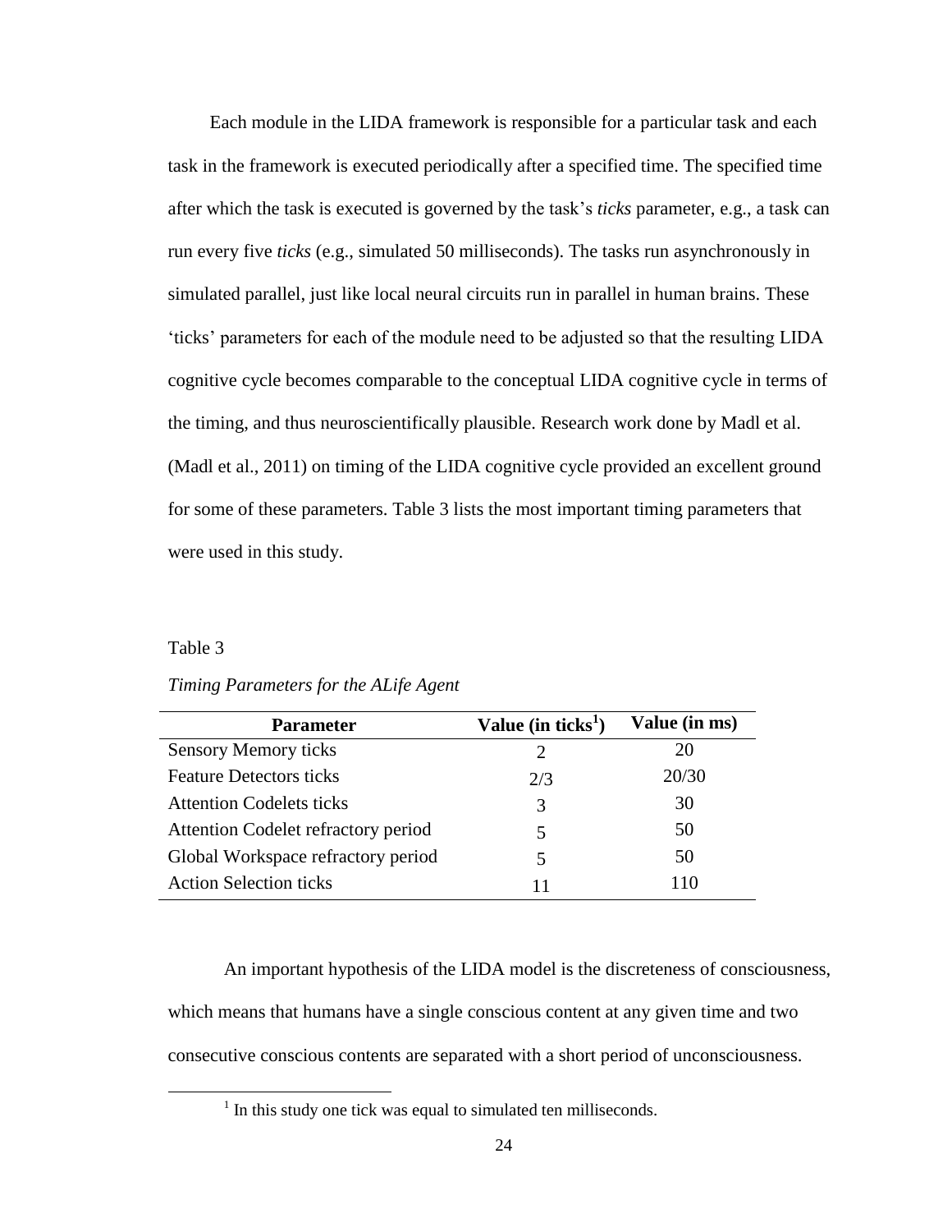Each module in the LIDA framework is responsible for a particular task and each task in the framework is executed periodically after a specified time. The specified time after which the task is executed is governed by the task's *ticks* parameter, e.g., a task can run every five *ticks* (e.g., simulated 50 milliseconds). The tasks run asynchronously in simulated parallel, just like local neural circuits run in parallel in human brains. These 'ticks' parameters for each of the module need to be adjusted so that the resulting LIDA cognitive cycle becomes comparable to the conceptual LIDA cognitive cycle in terms of the timing, and thus neuroscientifically plausible. Research work done by Madl et al. (Madl et al., 2011) on timing of the LIDA cognitive cycle provided an excellent ground for some of these parameters. Table 3 lists the most important timing parameters that were used in this study.

Table 3

*Timing Parameters for the ALife Agent*

| Parameter | Value (in ticks[1]) | Value (in ms) |
|---|---|---|
| Sensory Memory ticks | 2 | 20 |
| Feature Detectors ticks | 2/3 | 20/30 |
| Attention Codelets ticks | 3 | 30 |
| Attention Codelet refractory period | 5 | 50 |
| Global Workspace refractory period | 5 | 50 |
| Action Selection ticks | 11 | 110 |

An important hypothesis of the LIDA model is the discreteness of consciousness, which means that humans have a single conscious content at any given time and two consecutive conscious contents are separated with a short period of unconsciousness.

[1] In this study one tick was equal to simulated ten milliseconds.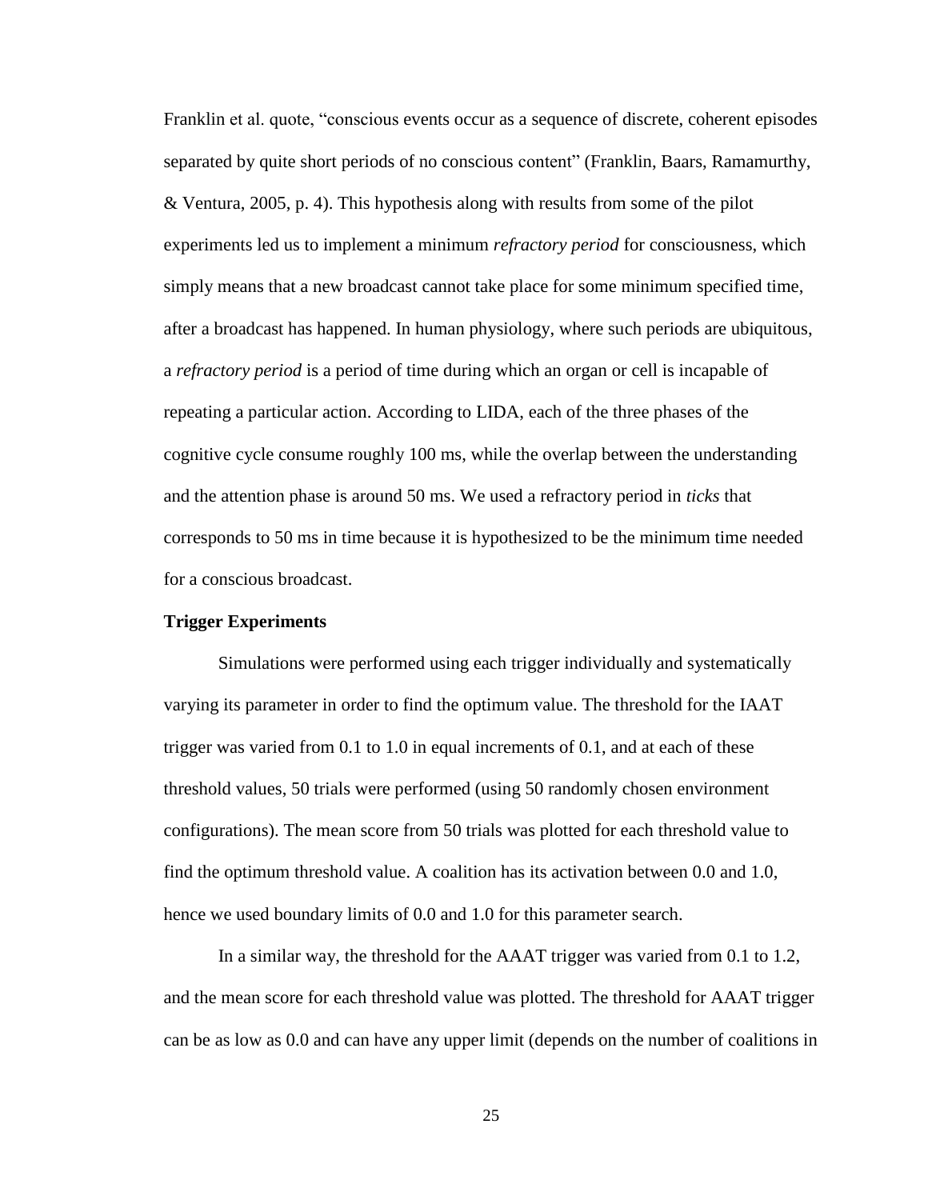Franklin et al. quote, "conscious events occur as a sequence of discrete, coherent episodes separated by quite short periods of no conscious content" (Franklin, Baars, Ramamurthy, & Ventura, 2005, p. 4). This hypothesis along with results from some of the pilot experiments led us to implement a minimum *refractory period* for consciousness, which simply means that a new broadcast cannot take place for some minimum specified time, after a broadcast has happened. In human physiology, where such periods are ubiquitous, a *refractory period* is a period of time during which an organ or cell is incapable of repeating a particular action. According to LIDA, each of the three phases of the cognitive cycle consume roughly 100 ms, while the overlap between the understanding and the attention phase is around 50 ms. We used a refractory period in *ticks* that corresponds to 50 ms in time because it is hypothesized to be the minimum time needed for a conscious broadcast.

**Trigger Experiments**

Simulations were performed using each trigger individually and systematically varying its parameter in order to find the optimum value. The threshold for the IAAT trigger was varied from 0.1 to 1.0 in equal increments of 0.1, and at each of these threshold values, 50 trials were performed (using 50 randomly chosen environment configurations). The mean score from 50 trials was plotted for each threshold value to find the optimum threshold value. A coalition has its activation between 0.0 and 1.0, hence we used boundary limits of 0.0 and 1.0 for this parameter search.

In a similar way, the threshold for the AAAT trigger was varied from 0.1 to 1.2, and the mean score for each threshold value was plotted. The threshold for AAAT trigger can be as low as 0.0 and can have any upper limit (depends on the number of coalitions in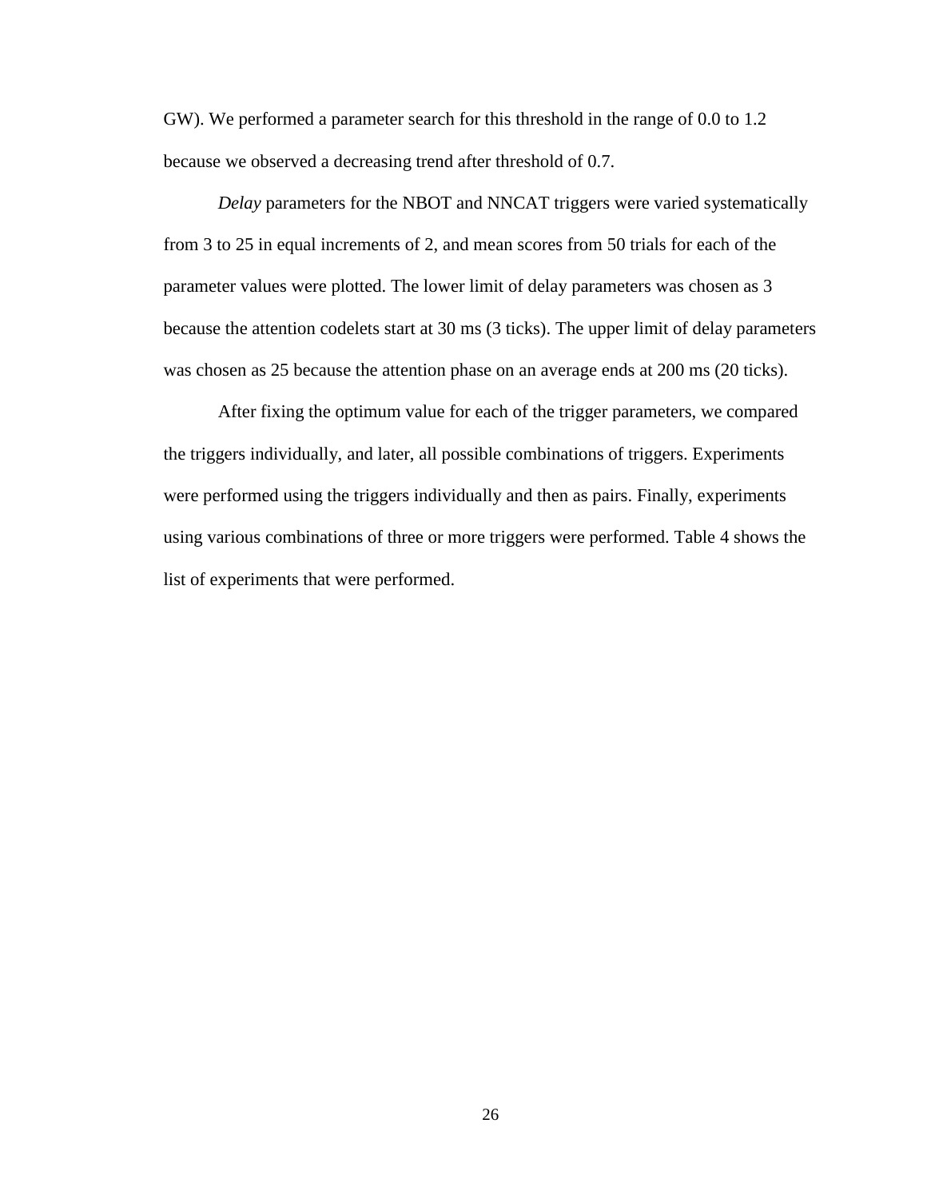GW). We performed a parameter search for this threshold in the range of 0.0 to 1.2 because we observed a decreasing trend after threshold of 0.7.

*Delay* parameters for the NBOT and NNCAT triggers were varied systematically from 3 to 25 in equal increments of 2, and mean scores from 50 trials for each of the parameter values were plotted. The lower limit of delay parameters was chosen as 3 because the attention codelets start at 30 ms (3 ticks). The upper limit of delay parameters was chosen as 25 because the attention phase on an average ends at 200 ms (20 ticks).

After fixing the optimum value for each of the trigger parameters, we compared the triggers individually, and later, all possible combinations of triggers. Experiments were performed using the triggers individually and then as pairs. Finally, experiments using various combinations of three or more triggers were performed. Table 4 shows the list of experiments that were performed.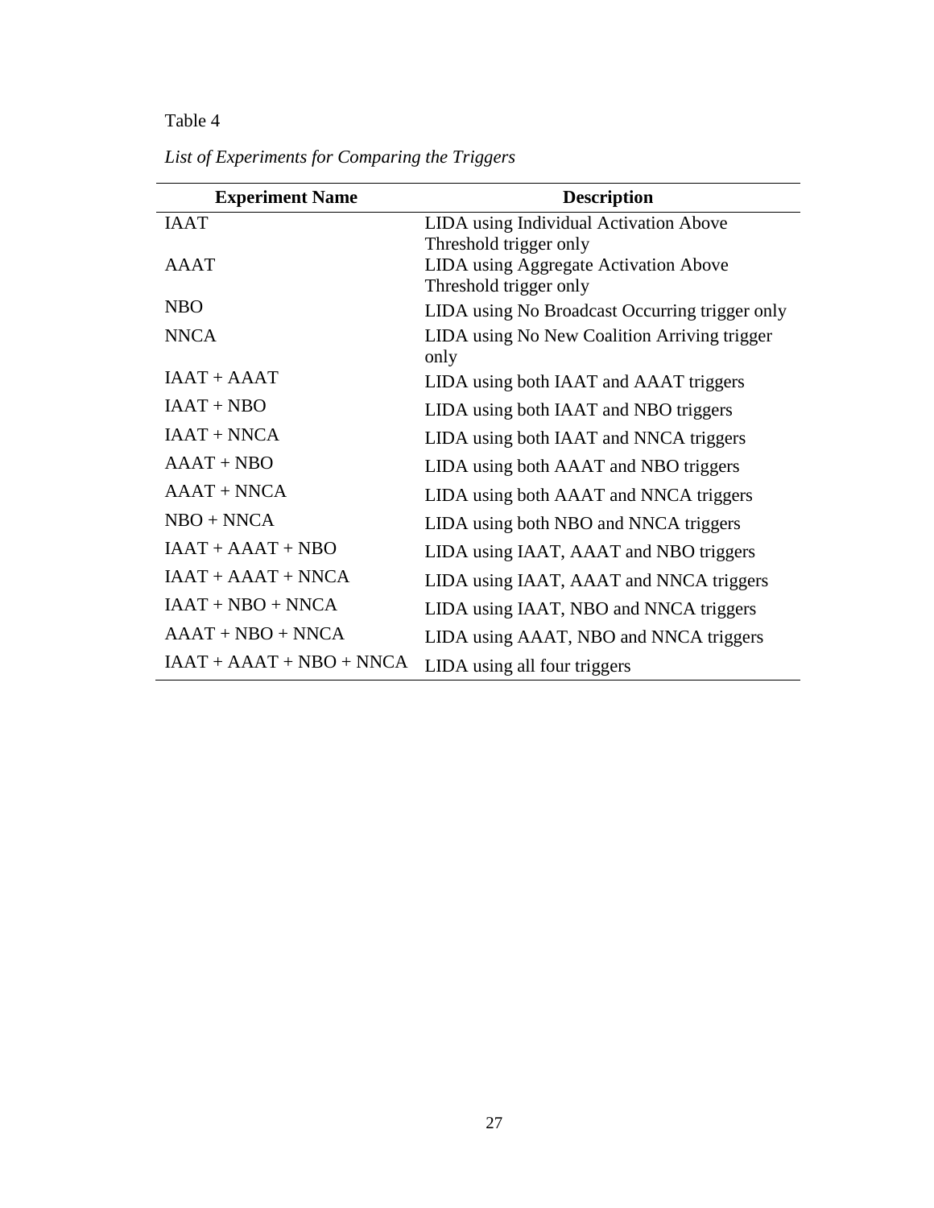Table 4

*List of Experiments for Comparing the Triggers*

| Experiment Name | Description |
|---|---|
| IAAT | LIDA using Individual Activation Above Threshold trigger only |
| AAAT | LIDA using Aggregate Activation Above Threshold trigger only |
| NBO | LIDA using No Broadcast Occurring trigger only |
| NNCA | LIDA using No New Coalition Arriving trigger only |
| IAAT + AAAT | LIDA using both IAAT and AAAT triggers |
| IAAT + NBO | LIDA using both IAAT and NBO triggers |
| IAAT + NNCA | LIDA using both IAAT and NNCA triggers |
| AAAT + NBO | LIDA using both AAAT and NBO triggers |
| AAAT + NNCA | LIDA using both AAAT and NNCA triggers |
| NBO + NNCA | LIDA using both NBO and NNCA triggers |
| IAAT + AAAT + NBO | LIDA using IAAT, AAAT and NBO triggers |
| IAAT + AAAT + NNCA | LIDA using IAAT, AAAT and NNCA triggers |
| IAAT + NBO + NNCA | LIDA using IAAT, NBO and NNCA triggers |
| AAAT + NBO + NNCA | LIDA using AAAT, NBO and NNCA triggers |
| IAAT + AAAT + NBO + NNCA | LIDA using all four triggers |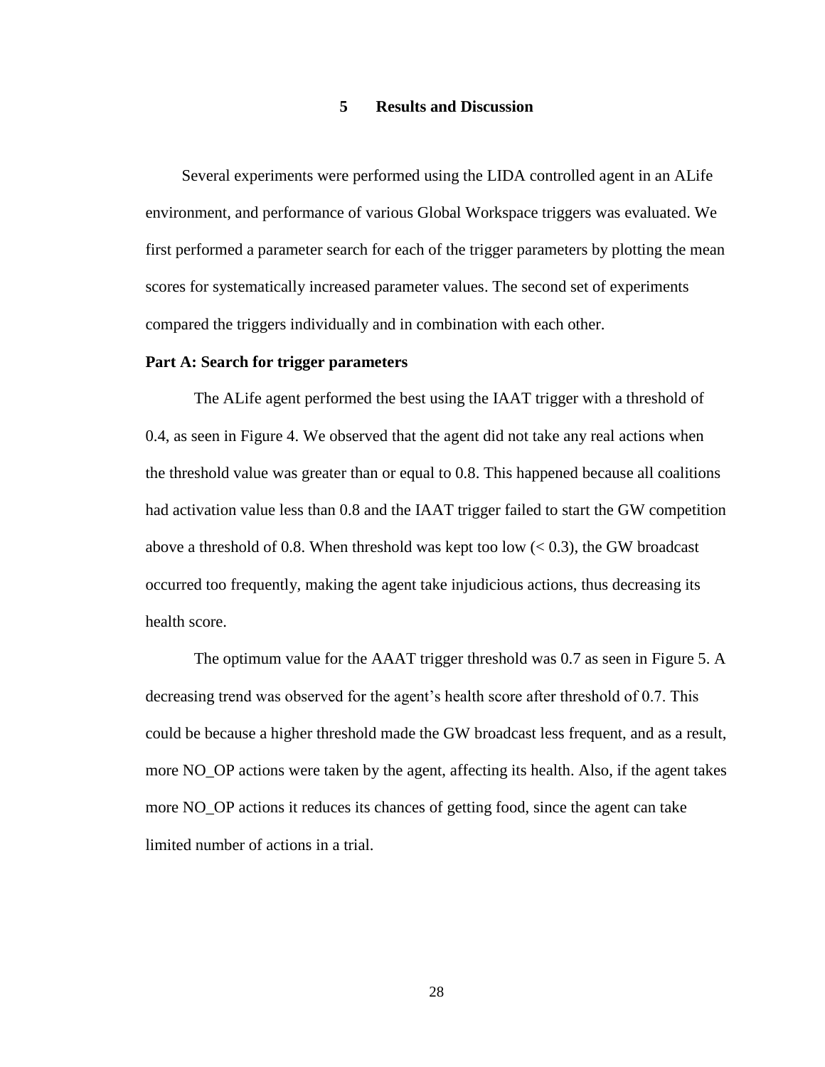# 5 Results and Discussion

Several experiments were performed using the LIDA controlled agent in an ALife environment, and performance of various Global Workspace triggers was evaluated. We first performed a parameter search for each of the trigger parameters by plotting the mean scores for systematically increased parameter values. The second set of experiments compared the triggers individually and in combination with each other.

**Part A: Search for trigger parameters**

The ALife agent performed the best using the IAAT trigger with a threshold of 0.4, as seen in Figure 4. We observed that the agent did not take any real actions when the threshold value was greater than or equal to 0.8. This happened because all coalitions had activation value less than 0.8 and the IAAT trigger failed to start the GW competition above a threshold of 0.8. When threshold was kept too low (< 0.3), the GW broadcast occurred too frequently, making the agent take injudicious actions, thus decreasing its health score.

The optimum value for the AAAT trigger threshold was 0.7 as seen in Figure 5. A decreasing trend was observed for the agent's health score after threshold of 0.7. This could be because a higher threshold made the GW broadcast less frequent, and as a result, more NO_OP actions were taken by the agent, affecting its health. Also, if the agent takes more NO_OP actions it reduces its chances of getting food, since the agent can take limited number of actions in a trial.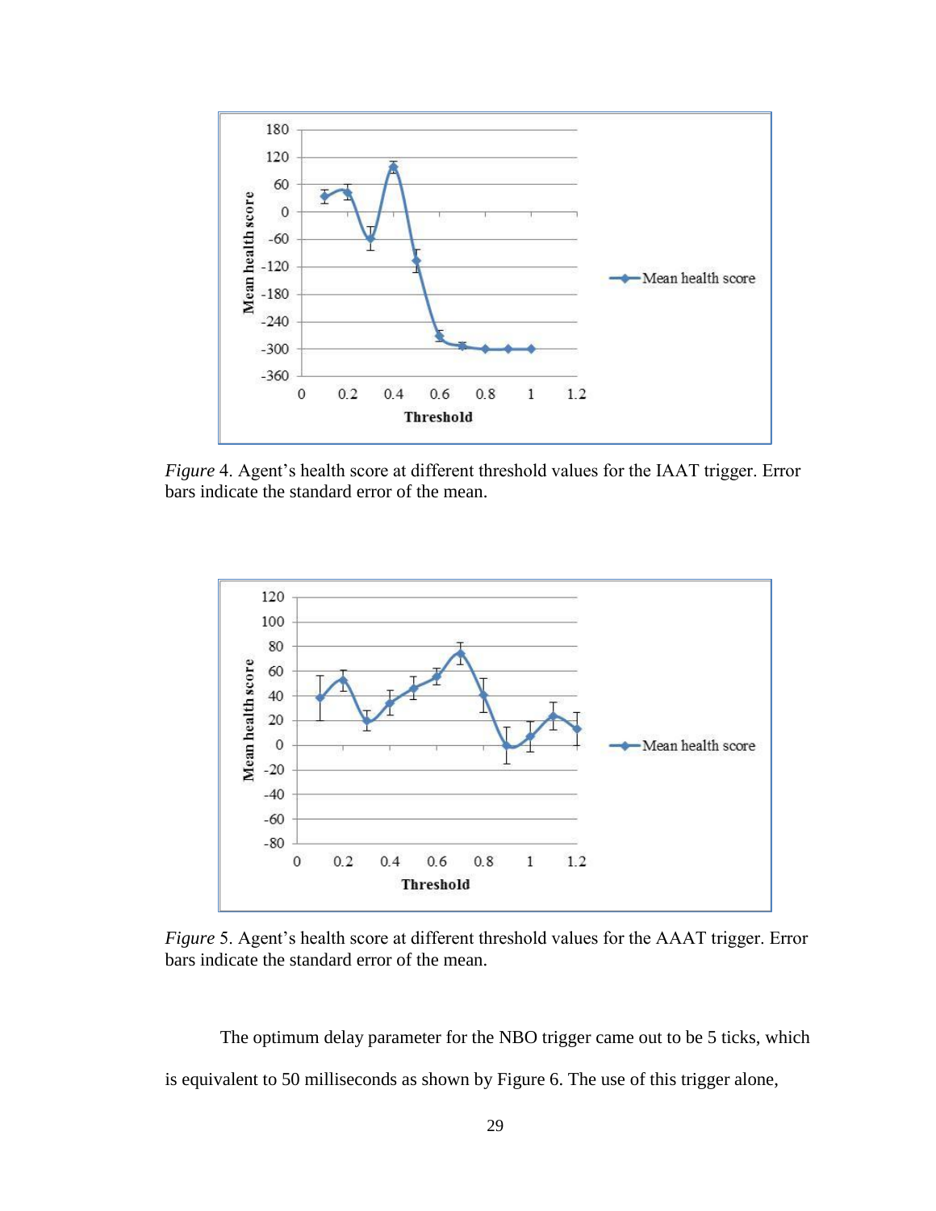*Figure* 4. Agent's health score at different threshold values for the IAAT trigger. Error bars indicate the standard error of the mean.

*Figure* 5. Agent's health score at different threshold values for the AAAT trigger. Error bars indicate the standard error of the mean.

The optimum delay parameter for the NBO trigger came out to be 5 ticks, which is equivalent to 50 milliseconds as shown by Figure 6. The use of this trigger alone,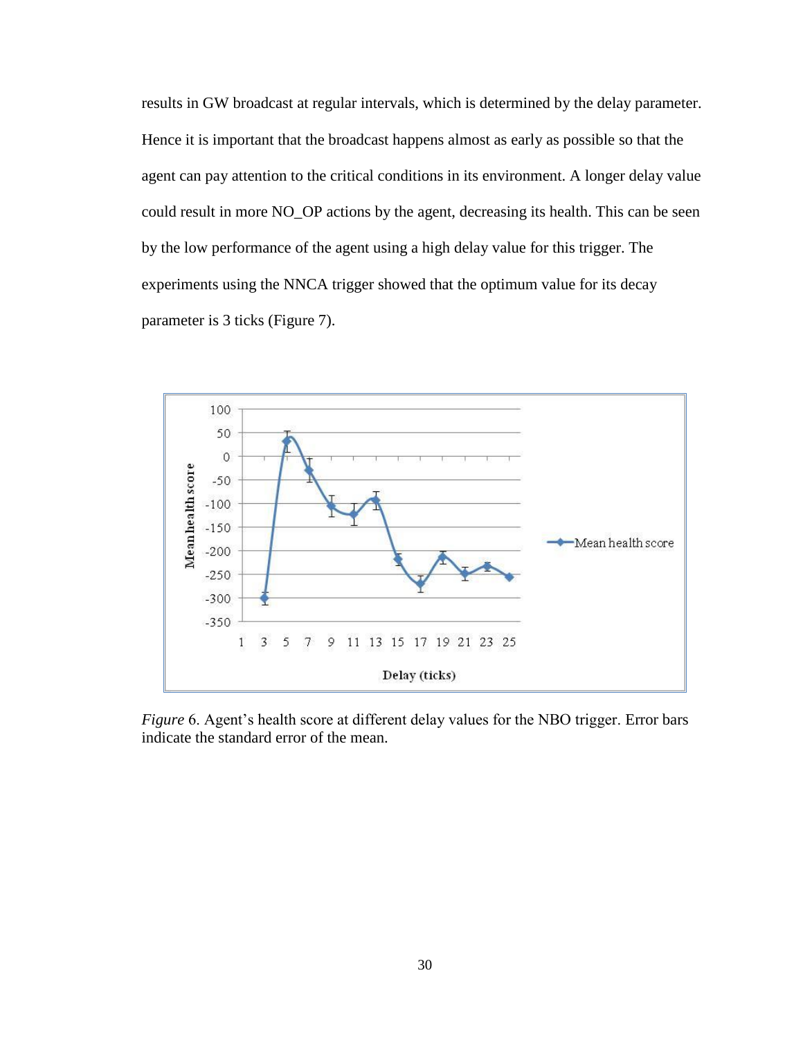results in GW broadcast at regular intervals, which is determined by the delay parameter. Hence it is important that the broadcast happens almost as early as possible so that the agent can pay attention to the critical conditions in its environment. A longer delay value could result in more NO_OP actions by the agent, decreasing its health. This can be seen by the low performance of the agent using a high delay value for this trigger. The experiments using the NNCA trigger showed that the optimum value for its decay parameter is 3 ticks (Figure 7).

*Figure* 6. Agent's health score at different delay values for the NBO trigger. Error bars indicate the standard error of the mean.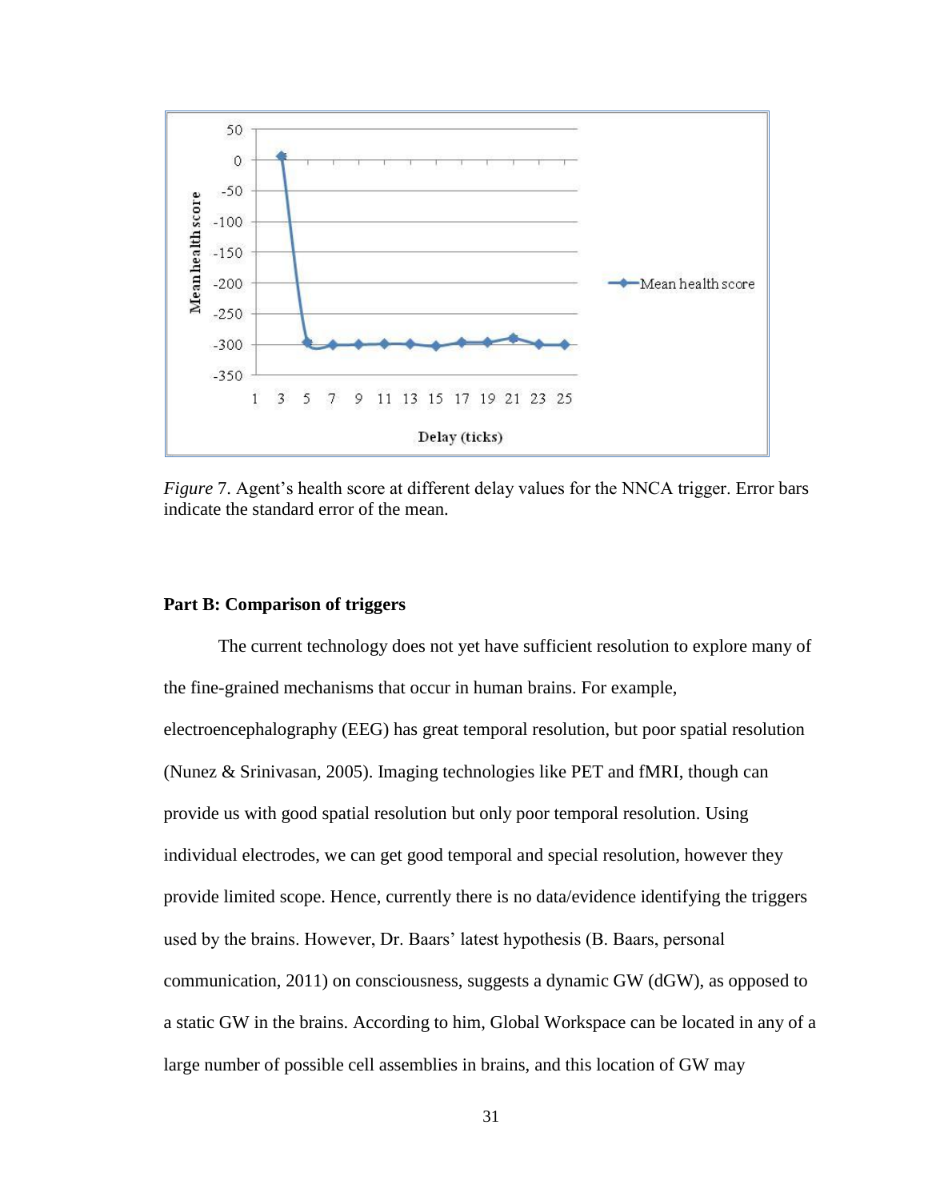*Figure* 7. Agent's health score at different delay values for the NNCA trigger. Error bars indicate the standard error of the mean.

**Part B: Comparison of triggers**

The current technology does not yet have sufficient resolution to explore many of the fine-grained mechanisms that occur in human brains. For example, electroencephalography (EEG) has great temporal resolution, but poor spatial resolution (Nunez & Srinivasan, 2005). Imaging technologies like PET and fMRI, though can provide us with good spatial resolution but only poor temporal resolution. Using individual electrodes, we can get good temporal and special resolution, however they provide limited scope. Hence, currently there is no data/evidence identifying the triggers used by the brains. However, Dr. Baars' latest hypothesis (B. Baars, personal communication, 2011) on consciousness, suggests a dynamic GW (dGW), as opposed to a static GW in the brains. According to him, Global Workspace can be located in any of a large number of possible cell assemblies in brains, and this location of GW may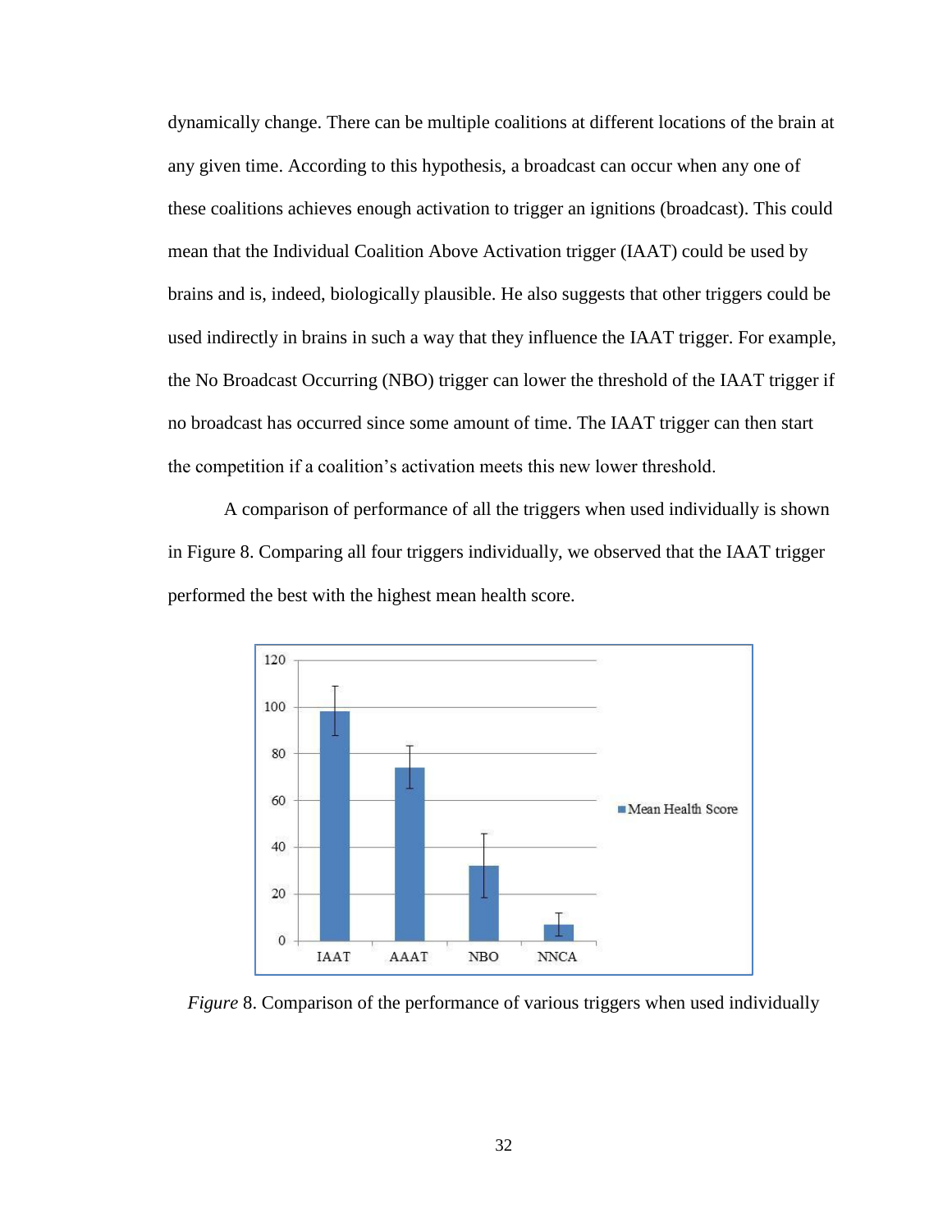dynamically change. There can be multiple coalitions at different locations of the brain at any given time. According to this hypothesis, a broadcast can occur when any one of these coalitions achieves enough activation to trigger an ignitions (broadcast). This could mean that the Individual Coalition Above Activation trigger (IAAT) could be used by brains and is, indeed, biologically plausible. He also suggests that other triggers could be used indirectly in brains in such a way that they influence the IAAT trigger. For example, the No Broadcast Occurring (NBO) trigger can lower the threshold of the IAAT trigger if no broadcast has occurred since some amount of time. The IAAT trigger can then start the competition if a coalition's activation meets this new lower threshold.

A comparison of performance of all the triggers when used individually is shown in Figure 8. Comparing all four triggers individually, we observed that the IAAT trigger performed the best with the highest mean health score.

*Figure* 8. Comparison of the performance of various triggers when used individually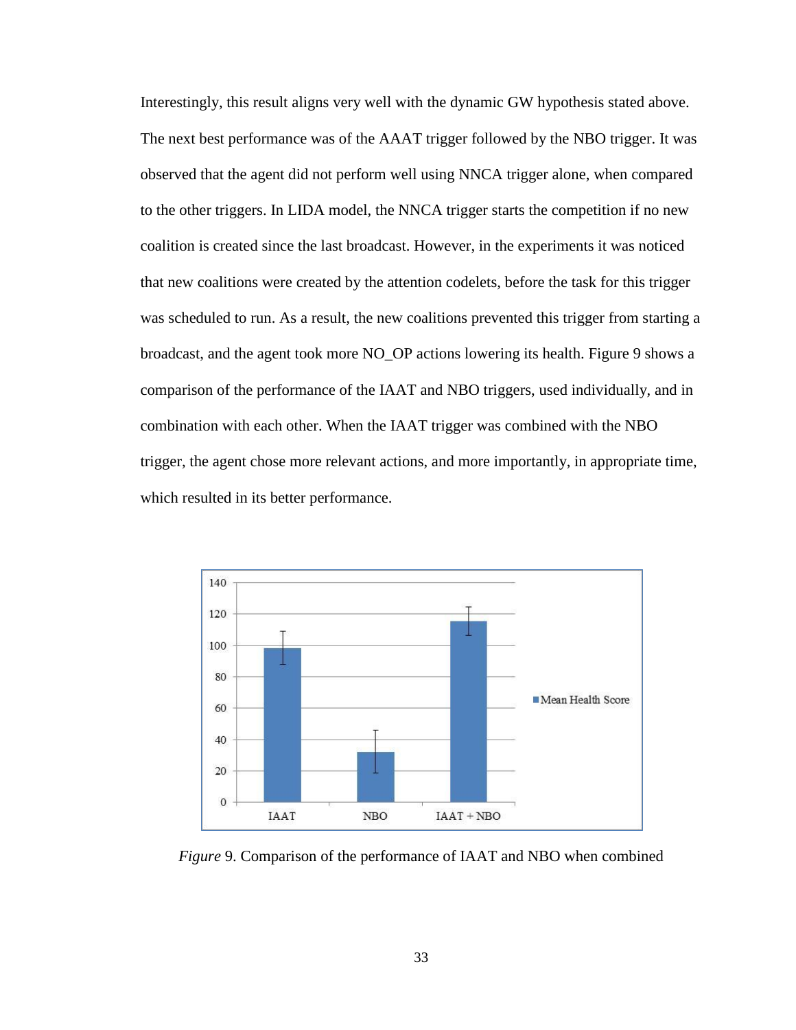Interestingly, this result aligns very well with the dynamic GW hypothesis stated above. The next best performance was of the AAAT trigger followed by the NBO trigger. It was observed that the agent did not perform well using NNCA trigger alone, when compared to the other triggers. In LIDA model, the NNCA trigger starts the competition if no new coalition is created since the last broadcast. However, in the experiments it was noticed that new coalitions were created by the attention codelets, before the task for this trigger was scheduled to run. As a result, the new coalitions prevented this trigger from starting a broadcast, and the agent took more NO_OP actions lowering its health. Figure 9 shows a comparison of the performance of the IAAT and NBO triggers, used individually, and in combination with each other. When the IAAT trigger was combined with the NBO trigger, the agent chose more relevant actions, and more importantly, in appropriate time, which resulted in its better performance.

*Figure* 9. Comparison of the performance of IAAT and NBO when combined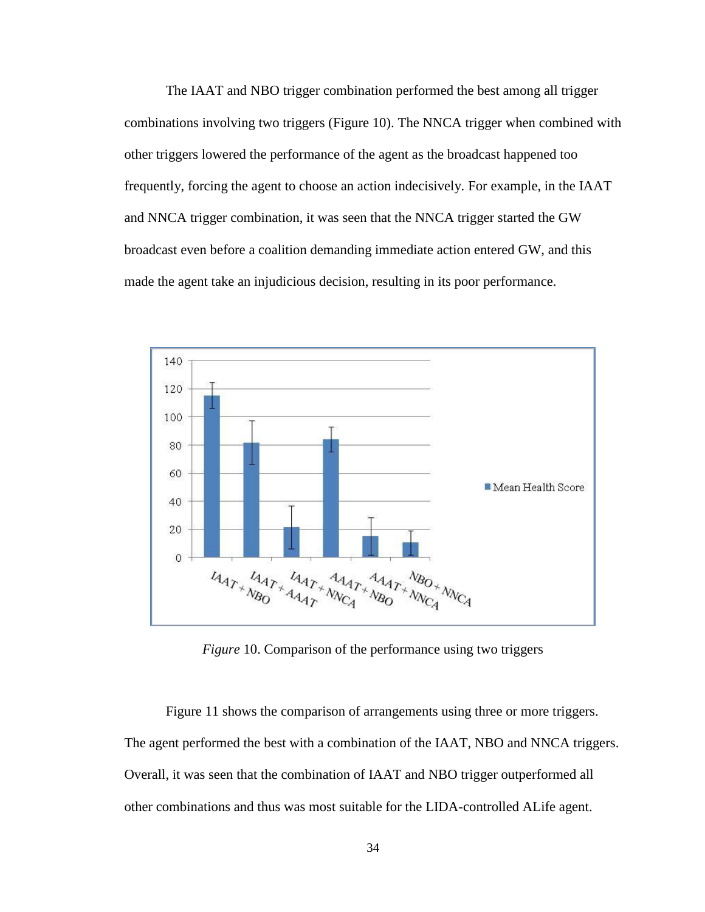The IAAT and NBO trigger combination performed the best among all trigger combinations involving two triggers (Figure 10). The NNCA trigger when combined with other triggers lowered the performance of the agent as the broadcast happened too frequently, forcing the agent to choose an action indecisively. For example, in the IAAT and NNCA trigger combination, it was seen that the NNCA trigger started the GW broadcast even before a coalition demanding immediate action entered GW, and this made the agent take an injudicious decision, resulting in its poor performance.

*Figure* 10. Comparison of the performance using two triggers

Figure 11 shows the comparison of arrangements using three or more triggers. The agent performed the best with a combination of the IAAT, NBO and NNCA triggers. Overall, it was seen that the combination of IAAT and NBO trigger outperformed all other combinations and thus was most suitable for the LIDA-controlled ALife agent.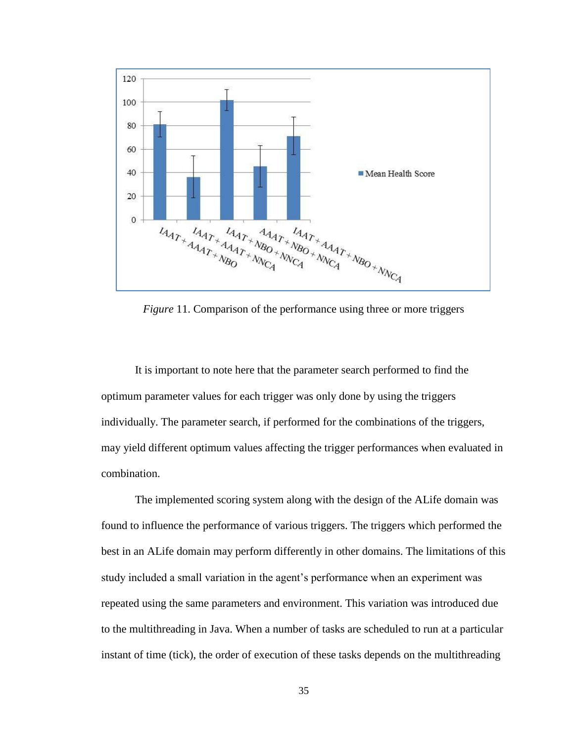*Figure* 11. Comparison of the performance using three or more triggers

It is important to note here that the parameter search performed to find the optimum parameter values for each trigger was only done by using the triggers individually. The parameter search, if performed for the combinations of the triggers, may yield different optimum values affecting the trigger performances when evaluated in combination.

The implemented scoring system along with the design of the ALife domain was found to influence the performance of various triggers. The triggers which performed the best in an ALife domain may perform differently in other domains. The limitations of this study included a small variation in the agent's performance when an experiment was repeated using the same parameters and environment. This variation was introduced due to the multithreading in Java. When a number of tasks are scheduled to run at a particular instant of time (tick), the order of execution of these tasks depends on the multithreading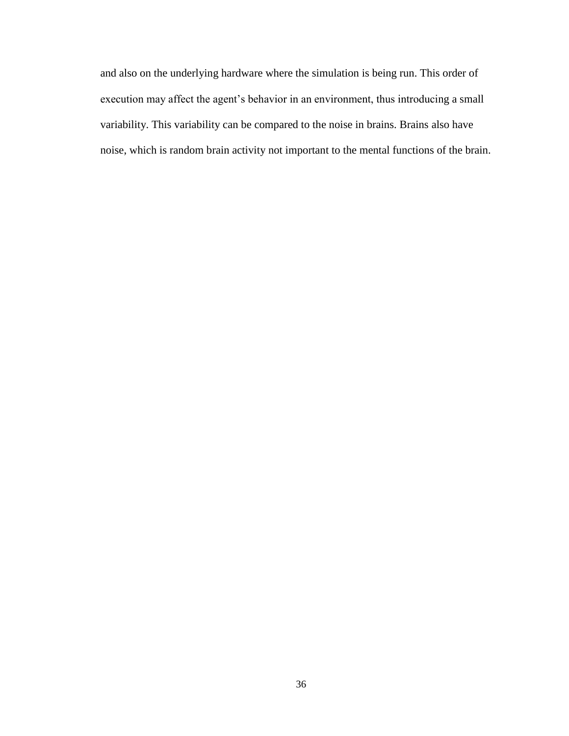and also on the underlying hardware where the simulation is being run. This order of execution may affect the agent’s behavior in an environment, thus introducing a small variability. This variability can be compared to the noise in brains. Brains also have noise, which is random brain activity not important to the mental functions of the brain.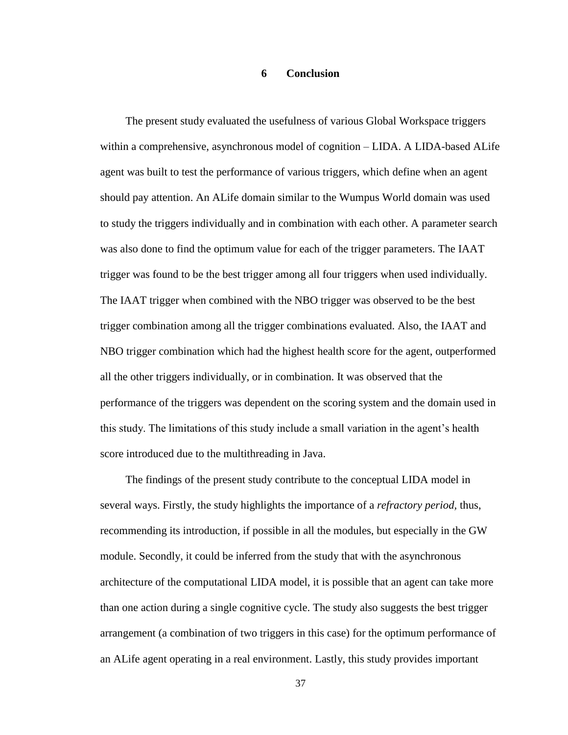# 6 Conclusion

The present study evaluated the usefulness of various Global Workspace triggers within a comprehensive, asynchronous model of cognition – LIDA. A LIDA-based ALife agent was built to test the performance of various triggers, which define when an agent should pay attention. An ALife domain similar to the Wumpus World domain was used to study the triggers individually and in combination with each other. A parameter search was also done to find the optimum value for each of the trigger parameters. The IAAT trigger was found to be the best trigger among all four triggers when used individually. The IAAT trigger when combined with the NBO trigger was observed to be the best trigger combination among all the trigger combinations evaluated. Also, the IAAT and NBO trigger combination which had the highest health score for the agent, outperformed all the other triggers individually, or in combination. It was observed that the performance of the triggers was dependent on the scoring system and the domain used in this study. The limitations of this study include a small variation in the agent's health score introduced due to the multithreading in Java.

The findings of the present study contribute to the conceptual LIDA model in several ways. Firstly, the study highlights the importance of a *refractory period*, thus, recommending its introduction, if possible in all the modules, but especially in the GW module. Secondly, it could be inferred from the study that with the asynchronous architecture of the computational LIDA model, it is possible that an agent can take more than one action during a single cognitive cycle. The study also suggests the best trigger arrangement (a combination of two triggers in this case) for the optimum performance of an ALife agent operating in a real environment. Lastly, this study provides important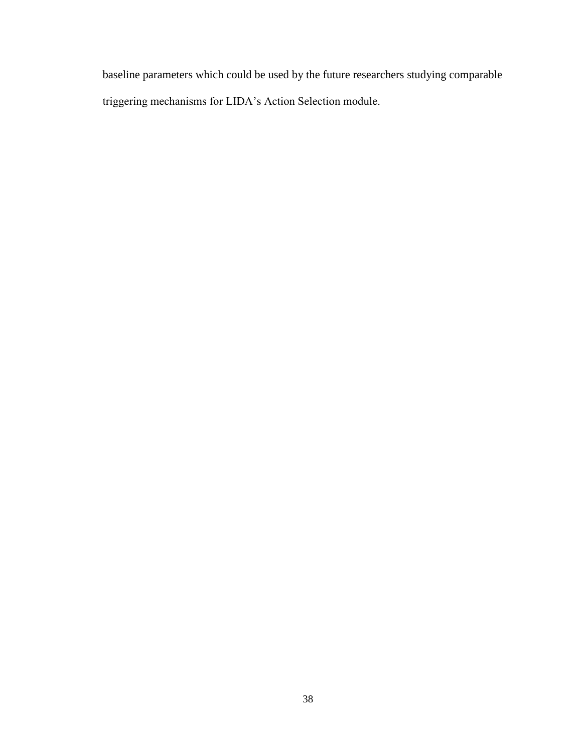baseline parameters which could be used by the future researchers studying comparable triggering mechanisms for LIDA’s Action Selection module.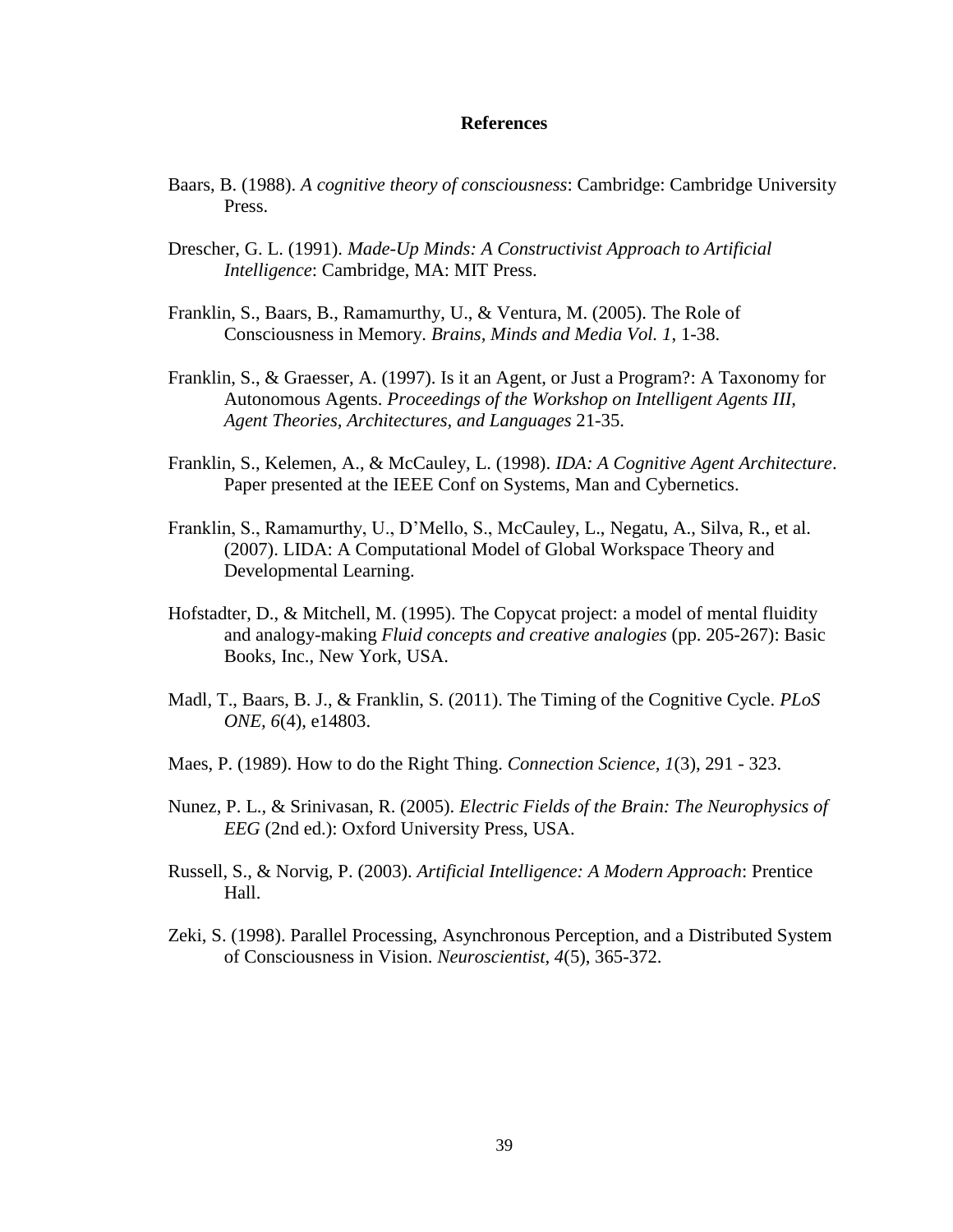# References

Baars, B. (1988). *A cognitive theory of consciousness*: Cambridge: Cambridge University Press.

Drescher, G. L. (1991). *Made-Up Minds: A Constructivist Approach to Artificial Intelligence*: Cambridge, MA: MIT Press.

Franklin, S., Baars, B., Ramamurthy, U., & Ventura, M. (2005). The Role of Consciousness in Memory. *Brains, Minds and Media Vol. 1*, 1-38.

Franklin, S., & Graesser, A. (1997). Is it an Agent, or Just a Program?: A Taxonomy for Autonomous Agents. *Proceedings of the Workshop on Intelligent Agents III, Agent Theories, Architectures, and Languages* 21-35.

Franklin, S., Kelemen, A., & McCauley, L. (1998). *IDA: A Cognitive Agent Architecture*. Paper presented at the IEEE Conf on Systems, Man and Cybernetics.

Franklin, S., Ramamurthy, U., D'Mello, S., McCauley, L., Negatu, A., Silva, R., et al. (2007). LIDA: A Computational Model of Global Workspace Theory and Developmental Learning.

Hofstadter, D., & Mitchell, M. (1995). The Copycat project: a model of mental fluidity and analogy-making *Fluid concepts and creative analogies* (pp. 205-267): Basic Books, Inc., New York, USA.

Madl, T., Baars, B. J., & Franklin, S. (2011). The Timing of the Cognitive Cycle. *PLoS ONE, 6*(4), e14803.

Maes, P. (1989). How to do the Right Thing. *Connection Science, 1*(3), 291 - 323.

Nunez, P. L., & Srinivasan, R. (2005). *Electric Fields of the Brain: The Neurophysics of EEG* (2nd ed.): Oxford University Press, USA.

Russell, S., & Norvig, P. (2003). *Artificial Intelligence: A Modern Approach*: Prentice Hall.

Zeki, S. (1998). Parallel Processing, Asynchronous Perception, and a Distributed System of Consciousness in Vision. *Neuroscientist, 4*(5), 365-372.